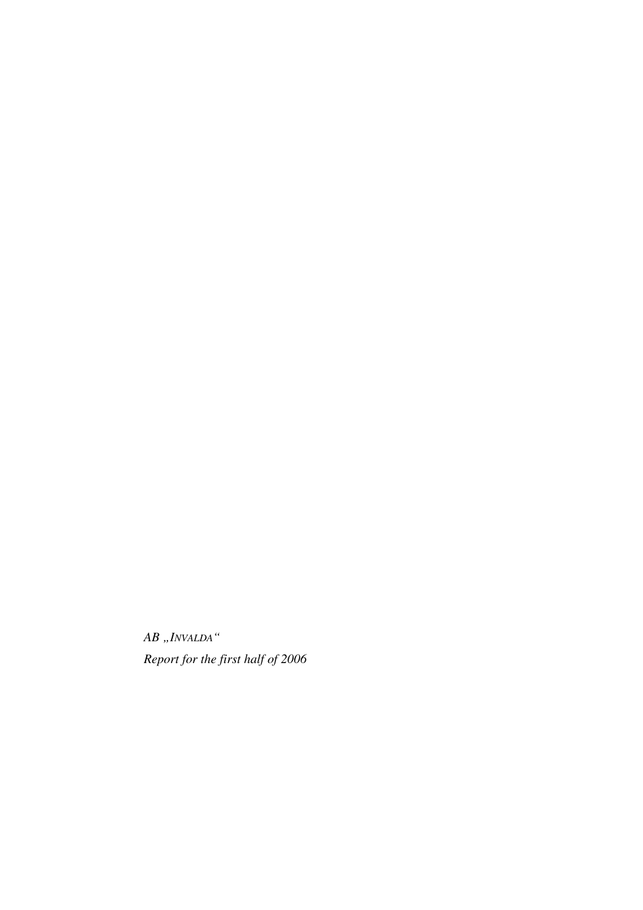*AB „INVALDA“*

*Report for the first half of 2006*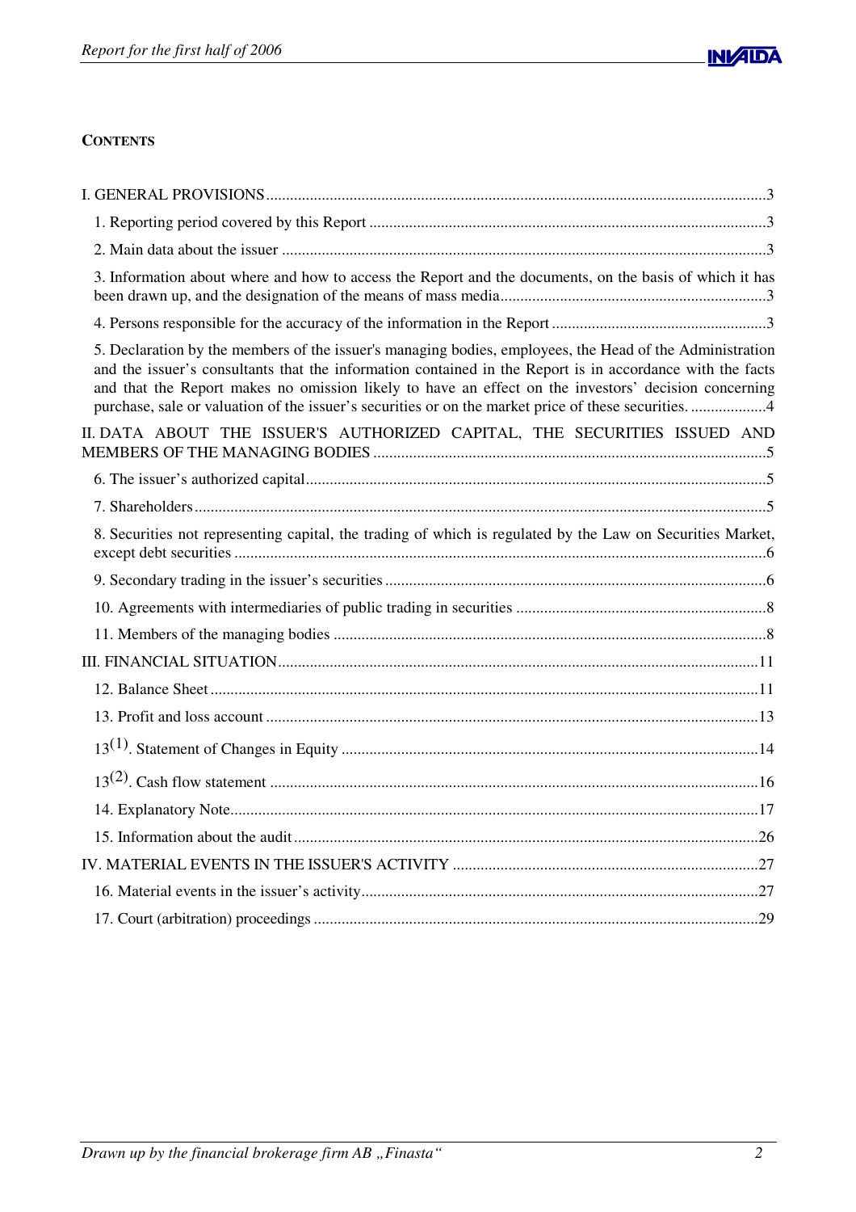**CONTENTS**

I. GENERAL PROVISIONS ... 3

1. Reporting period covered by this Report ... 3

2. Main data about the issuer ... 3

3. Information about where and how to access the Report and the documents, on the basis of which it has been drawn up, and the designation of the means of mass media ... 3

4. Persons responsible for the accuracy of the information in the Report ... 3

5. Declaration by the members of the issuer's managing bodies, employees, the Head of the Administration and the issuer's consultants that the information contained in the Report is in accordance with the facts and that the Report makes no omission likely to have an effect on the investors' decision concerning purchase, sale or valuation of the issuer's securities or on the market price of these securities. ... 4

II. DATA ABOUT THE ISSUER'S AUTHORIZED CAPITAL, THE SECURITIES ISSUED AND MEMBERS OF THE MANAGING BODIES ... 5

6. The issuer's authorized capital ... 5

7. Shareholders ... 5

8. Securities not representing capital, the trading of which is regulated by the Law on Securities Market, except debt securities ... 6

9. Secondary trading in the issuer's securities ... 6

10. Agreements with intermediaries of public trading in securities ... 8

11. Members of the managing bodies ... 8

III. FINANCIAL SITUATION ... 11

12. Balance Sheet ... 11

13. Profit and loss account ... 13

13(1). Statement of Changes in Equity ... 14

13(2). Cash flow statement ... 16

14. Explanatory Note ... 17

15. Information about the audit ... 26

IV. MATERIAL EVENTS IN THE ISSUER'S ACTIVITY ... 27

16. Material events in the issuer's activity ... 27

17. Court (arbitration) proceedings ... 29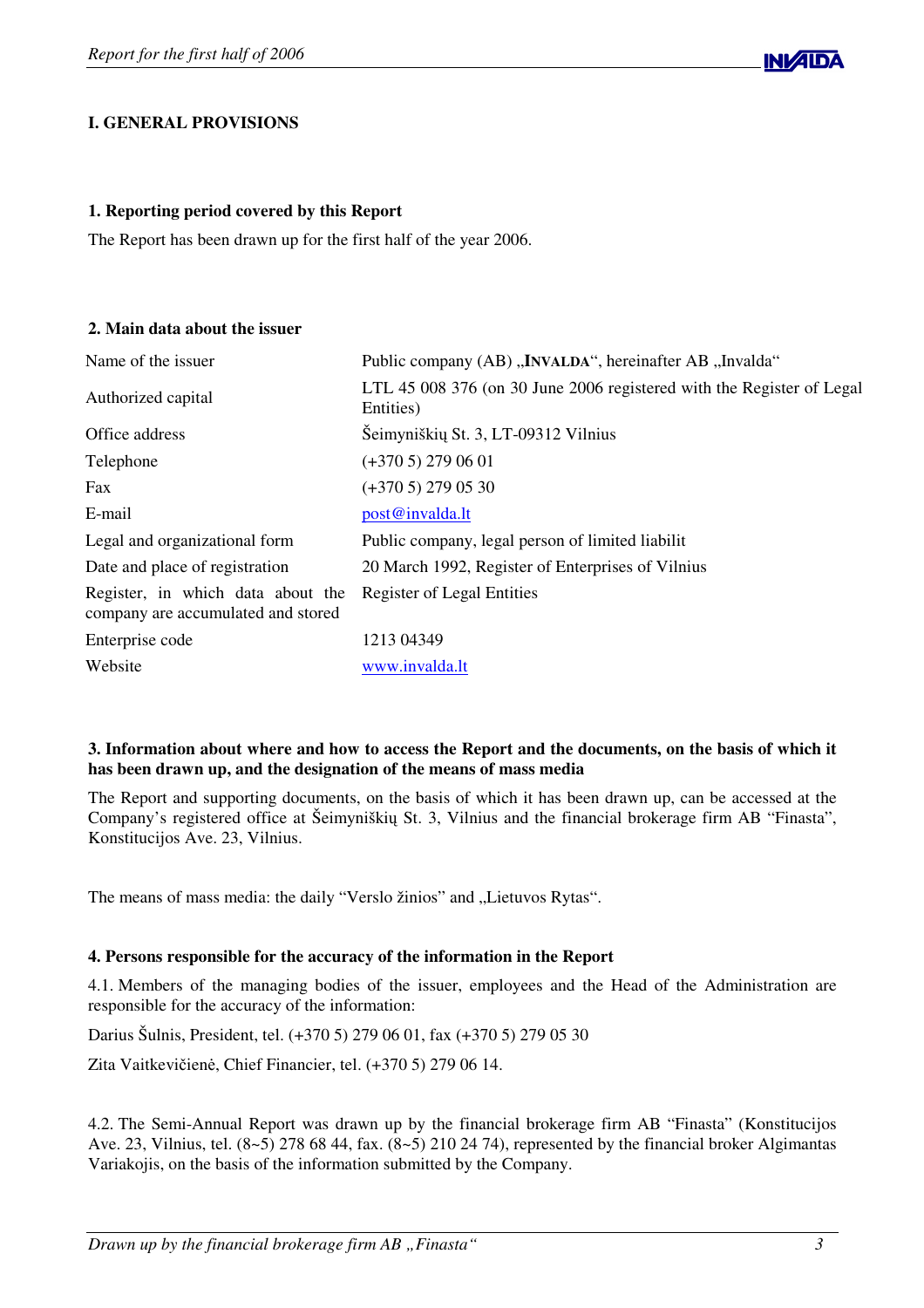# I. GENERAL PROVISIONS

## 1. Reporting period covered by this Report

The Report has been drawn up for the first half of the year 2006.

## 2. Main data about the issuer

| | |
|---|---|
| Name of the issuer | Public company (AB) „INVALDA“, hereinafter AB „Invalda“ |
| Authorized capital | LTL 45 008 376 (on 30 June 2006 registered with the Register of Legal Entities) |
| Office address | Šeimyniškių St. 3, LT-09312 Vilnius |
| Telephone | (+370 5) 279 06 01 |
| Fax | (+370 5) 279 05 30 |
| E-mail | post@invalda.lt |
| Legal and organizational form | Public company, legal person of limited liabilit |
| Date and place of registration | 20 March 1992, Register of Enterprises of Vilnius |
| Register, in which data about the company are accumulated and stored | Register of Legal Entities |
| Enterprise code | 1213 04349 |
| Website | www.invalda.lt |

## 3. Information about where and how to access the Report and the documents, on the basis of which it has been drawn up, and the designation of the means of mass media

The Report and supporting documents, on the basis of which it has been drawn up, can be accessed at the Company's registered office at Šeimyniškių St. 3, Vilnius and the financial brokerage firm AB "Finasta", Konstitucijos Ave. 23, Vilnius.

The means of mass media: the daily "Verslo žinios" and „Lietuvos Rytas".

## 4. Persons responsible for the accuracy of the information in the Report

4.1. Members of the managing bodies of the issuer, employees and the Head of the Administration are responsible for the accuracy of the information:

Darius Šulnis, President, tel. (+370 5) 279 06 01, fax (+370 5) 279 05 30

Zita Vaitkevičienė, Chief Financier, tel. (+370 5) 279 06 14.

4.2. The Semi-Annual Report was drawn up by the financial brokerage firm AB "Finasta" (Konstitucijos Ave. 23, Vilnius, tel. (8~5) 278 68 44, fax. (8~5) 210 24 74), represented by the financial broker Algimantas Variakojis, on the basis of the information submitted by the Company.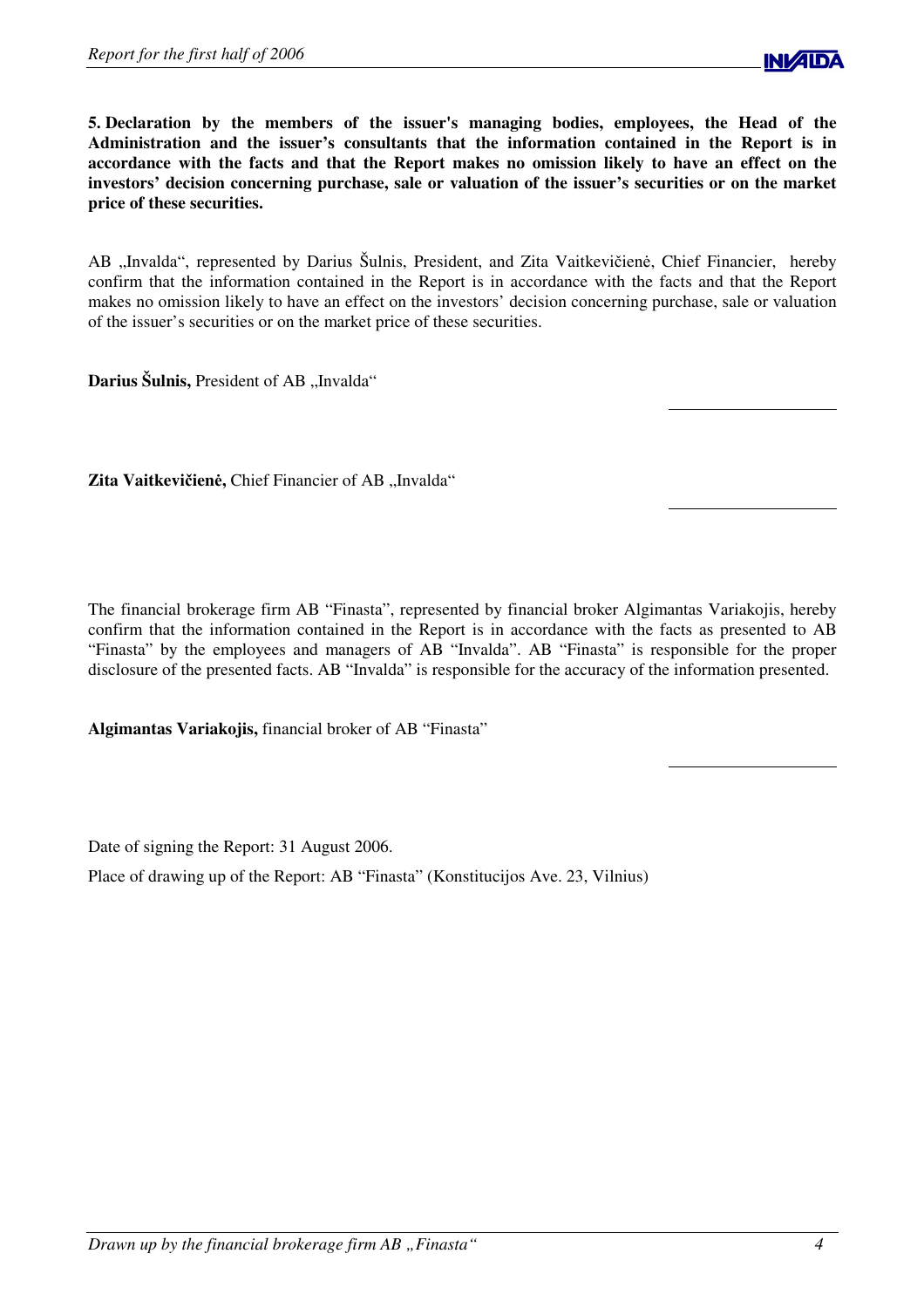**5. Declaration by the members of the issuer's managing bodies, employees, the Head of the Administration and the issuer's consultants that the information contained in the Report is in accordance with the facts and that the Report makes no omission likely to have an effect on the investors' decision concerning purchase, sale or valuation of the issuer's securities or on the market price of these securities.**

AB „Invalda", represented by Darius Šulnis, President, and Zita Vaitkevičienė, Chief Financier, hereby confirm that the information contained in the Report is in accordance with the facts and that the Report makes no omission likely to have an effect on the investors' decision concerning purchase, sale or valuation of the issuer's securities or on the market price of these securities.

**Darius Šulnis,** President of AB „Invalda"

**Zita Vaitkevičienė,** Chief Financier of AB „Invalda"

The financial brokerage firm AB "Finasta", represented by financial broker Algimantas Variakojis, hereby confirm that the information contained in the Report is in accordance with the facts as presented to AB "Finasta" by the employees and managers of AB "Invalda". AB "Finasta" is responsible for the proper disclosure of the presented facts. AB "Invalda" is responsible for the accuracy of the information presented.

**Algimantas Variakojis,** financial broker of AB "Finasta"

Date of signing the Report: 31 August 2006.

Place of drawing up of the Report: AB "Finasta" (Konstitucijos Ave. 23, Vilnius)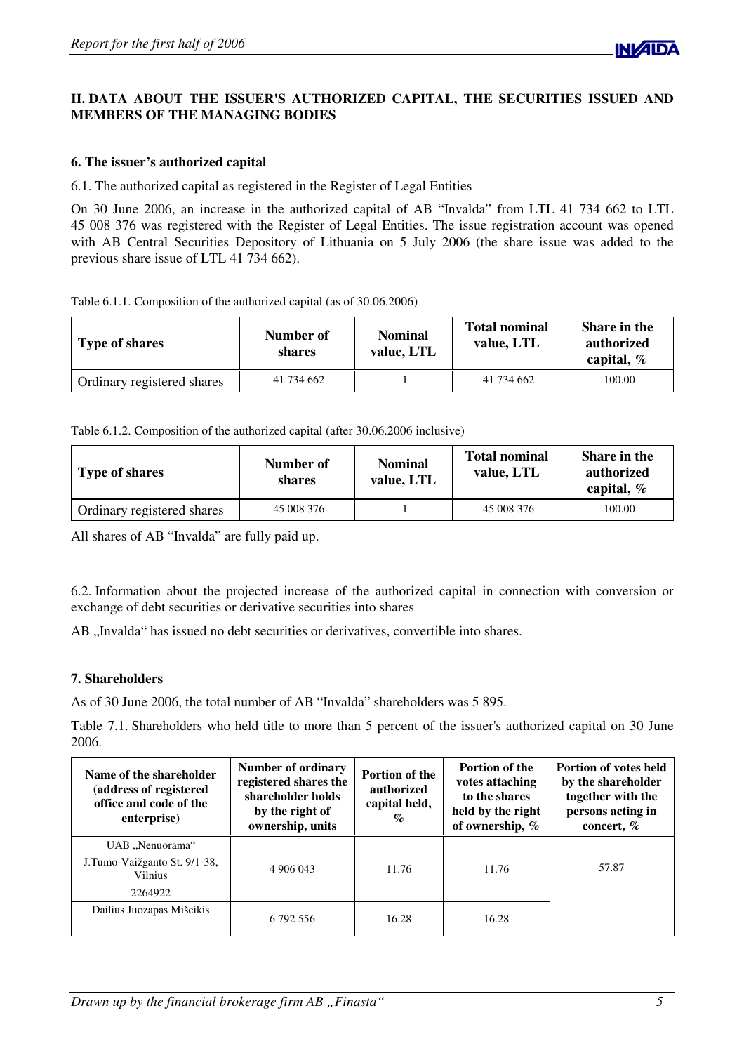## II. DATA ABOUT THE ISSUER'S AUTHORIZED CAPITAL, THE SECURITIES ISSUED AND MEMBERS OF THE MANAGING BODIES

### 6. The issuer's authorized capital

6.1. The authorized capital as registered in the Register of Legal Entities

On 30 June 2006, an increase in the authorized capital of AB "Invalda" from LTL 41 734 662 to LTL 45 008 376 was registered with the Register of Legal Entities. The issue registration account was opened with AB Central Securities Depository of Lithuania on 5 July 2006 (the share issue was added to the previous share issue of LTL 41 734 662).

Table 6.1.1. Composition of the authorized capital (as of 30.06.2006)

| Type of shares | Number of shares | Nominal value, LTL | Total nominal value, LTL | Share in the authorized capital, % |
|---|---|---|---|---|
| Ordinary registered shares | 41 734 662 | 1 | 41 734 662 | 100.00 |

Table 6.1.2. Composition of the authorized capital (after 30.06.2006 inclusive)

| Type of shares | Number of shares | Nominal value, LTL | Total nominal value, LTL | Share in the authorized capital, % |
|---|---|---|---|---|
| Ordinary registered shares | 45 008 376 | 1 | 45 008 376 | 100.00 |

All shares of AB "Invalda" are fully paid up.

6.2. Information about the projected increase of the authorized capital in connection with conversion or exchange of debt securities or derivative securities into shares

AB „Invalda" has issued no debt securities or derivatives, convertible into shares.

### 7. Shareholders

As of 30 June 2006, the total number of AB "Invalda" shareholders was 5 895.

Table 7.1. Shareholders who held title to more than 5 percent of the issuer's authorized capital on 30 June 2006.

| Name of the shareholder (address of registered office and code of the enterprise) | Number of ordinary registered shares the shareholder holds by the right of ownership, units | Portion of the authorized capital held, % | Portion of the votes attaching to the shares held by the right of ownership, % | Portion of votes held by the shareholder together with the persons acting in concert, % |
|---|---|---|---|---|
| UAB „Nenuorama" J.Tumo-Vaižganto St. 9/1-38, Vilnius 2264922 | 4 906 043 | 11.76 | 11.76 | 57.87 |
| Dailius Juozapas Mišeikis | 6 792 556 | 16.28 | 16.28 | |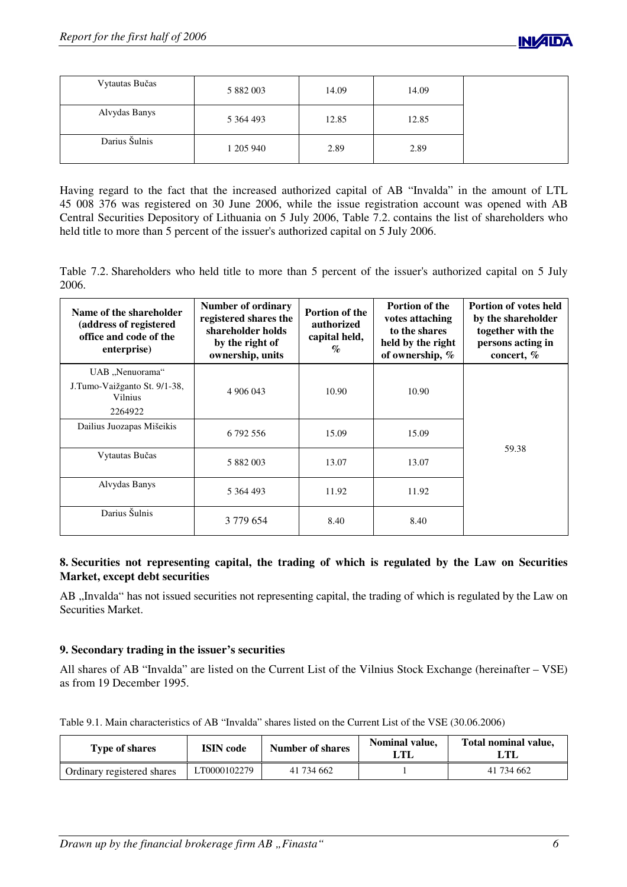| | | | | |
|---|---|---|---|---|
| Vytautas Bučas | 5 882 003 | 14.09 | 14.09 | |
| Alvydas Banys | 5 364 493 | 12.85 | 12.85 | |
| Darius Šulnis | 1 205 940 | 2.89 | 2.89 | |

Having regard to the fact that the increased authorized capital of AB "Invalda" in the amount of LTL 45 008 376 was registered on 30 June 2006, while the issue registration account was opened with AB Central Securities Depository of Lithuania on 5 July 2006, Table 7.2. contains the list of shareholders who held title to more than 5 percent of the issuer's authorized capital on 5 July 2006.

Table 7.2. Shareholders who held title to more than 5 percent of the issuer's authorized capital on 5 July 2006.

| Name of the shareholder (address of registered office and code of the enterprise) | Number of ordinary registered shares the shareholder holds by the right of ownership, units | Portion of the authorized capital held, % | Portion of the votes attaching to the shares held by the right of ownership, % | Portion of votes held by the shareholder together with the persons acting in concert, % |
|---|---|---|---|---|
| UAB „Nenuorama" J.Tumo-Vaižganto St. 9/1-38, Vilnius 2264922 | 4 906 043 | 10.90 | 10.90 | 59.38 |
| Dailius Juozapas Mišeikis | 6 792 556 | 15.09 | 15.09 | |
| Vytautas Bučas | 5 882 003 | 13.07 | 13.07 | |
| Alvydas Banys | 5 364 493 | 11.92 | 11.92 | |
| Darius Šulnis | 3 779 654 | 8.40 | 8.40 | |

## 8. Securities not representing capital, the trading of which is regulated by the Law on Securities Market, except debt securities

AB „Invalda" has not issued securities not representing capital, the trading of which is regulated by the Law on Securities Market.

## 9. Secondary trading in the issuer's securities

All shares of AB "Invalda" are listed on the Current List of the Vilnius Stock Exchange (hereinafter – VSE) as from 19 December 1995.

Table 9.1. Main characteristics of AB "Invalda" shares listed on the Current List of the VSE (30.06.2006)

| Type of shares | ISIN code | Number of shares | Nominal value, LTL | Total nominal value, LTL |
|---|---|---|---|---|
| Ordinary registered shares | LT0000102279 | 41 734 662 | 1 | 41 734 662 |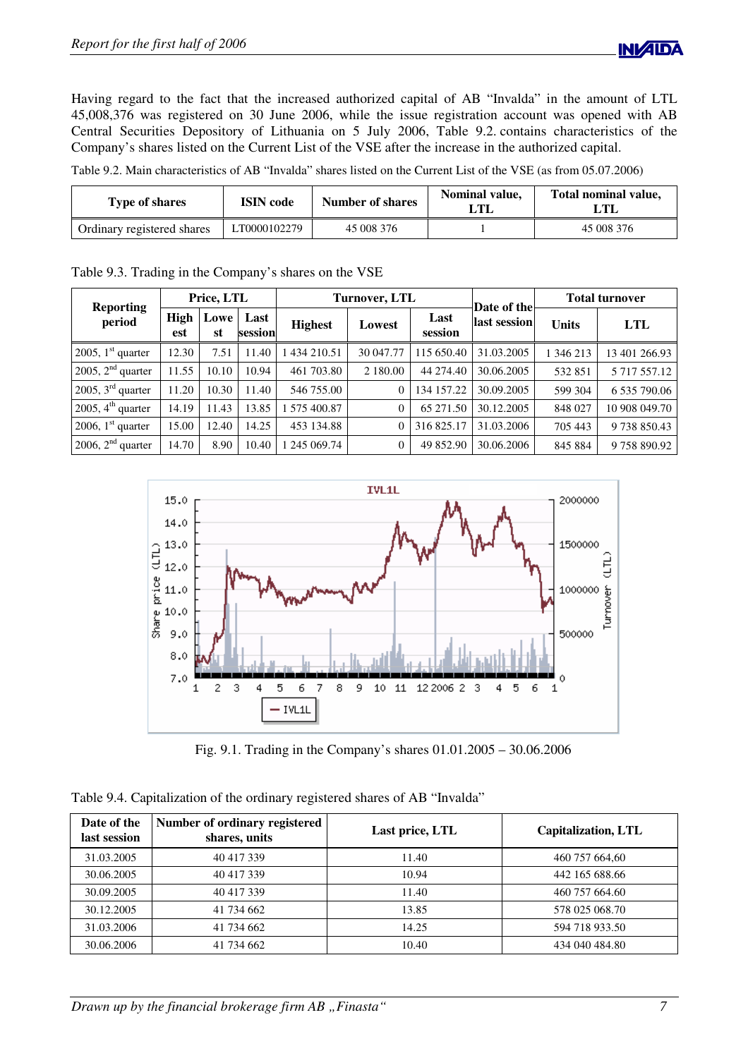Having regard to the fact that the increased authorized capital of AB "Invalda" in the amount of LTL 45,008,376 was registered on 30 June 2006, while the issue registration account was opened with AB Central Securities Depository of Lithuania on 5 July 2006, Table 9.2. contains characteristics of the Company's shares listed on the Current List of the VSE after the increase in the authorized capital.

Table 9.2. Main characteristics of AB "Invalda" shares listed on the Current List of the VSE (as from 05.07.2006)

| Type of shares | ISIN code | Number of shares | Nominal value, LTL | Total nominal value, LTL |
|---|---|---|---|---|
| Ordinary registered shares | LT0000102279 | 45 008 376 | 1 | 45 008 376 |

Table 9.3. Trading in the Company's shares on the VSE

| Reporting period | Price, LTL | | | Turnover, LTL | | | Date of the last session | Total turnover | |
|---|---|---|---|---|---|---|---|---|---|
| | Highest | Lowest | Last session | Highest | Lowest | Last session | | Units | LTL |
| 2005, 1st quarter | 12.30 | 7.51 | 11.40 | 1 434 210.51 | 30 047.77 | 115 650.40 | 31.03.2005 | 1 346 213 | 13 401 266.93 |
| 2005, 2nd quarter | 11.55 | 10.10 | 10.94 | 461 703.80 | 2 180.00 | 44 274.40 | 30.06.2005 | 532 851 | 5 717 557.12 |
| 2005, 3rd quarter | 11.20 | 10.30 | 11.40 | 546 755.00 | 0 | 134 157.22 | 30.09.2005 | 599 304 | 6 535 790.06 |
| 2005, 4th quarter | 14.19 | 11.43 | 13.85 | 1 575 400.87 | 0 | 65 271.50 | 30.12.2005 | 848 027 | 10 908 049.70 |
| 2006, 1st quarter | 15.00 | 12.40 | 14.25 | 453 134.88 | 0 | 316 825.17 | 31.03.2006 | 705 443 | 9 738 850.43 |
| 2006, 2nd quarter | 14.70 | 8.90 | 10.40 | 1 245 069.74 | 0 | 49 852.90 | 30.06.2006 | 845 884 | 9 758 890.92 |

Fig. 9.1. Trading in the Company's shares 01.01.2005 – 30.06.2006

Table 9.4. Capitalization of the ordinary registered shares of AB "Invalda"

| Date of the last session | Number of ordinary registered shares, units | Last price, LTL | Capitalization, LTL |
|---|---|---|---|
| 31.03.2005 | 40 417 339 | 11.40 | 460 757 664,60 |
| 30.06.2005 | 40 417 339 | 10.94 | 442 165 688.66 |
| 30.09.2005 | 40 417 339 | 11.40 | 460 757 664.60 |
| 30.12.2005 | 41 734 662 | 13.85 | 578 025 068.70 |
| 31.03.2006 | 41 734 662 | 14.25 | 594 718 933.50 |
| 30.06.2006 | 41 734 662 | 10.40 | 434 040 484.80 |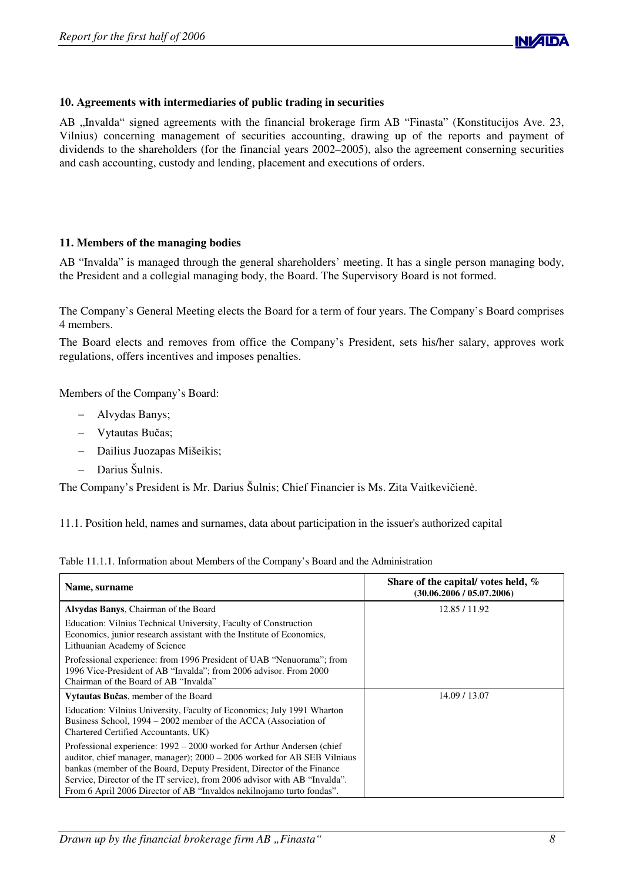## 10. Agreements with intermediaries of public trading in securities

AB „Invalda" signed agreements with the financial brokerage firm AB "Finasta" (Konstitucijos Ave. 23, Vilnius) concerning management of securities accounting, drawing up of the reports and payment of dividends to the shareholders (for the financial years 2002–2005), also the agreement conserning securities and cash accounting, custody and lending, placement and executions of orders.

## 11. Members of the managing bodies

AB "Invalda" is managed through the general shareholders' meeting. It has a single person managing body, the President and a collegial managing body, the Board. The Supervisory Board is not formed.

The Company's General Meeting elects the Board for a term of four years. The Company's Board comprises 4 members.

The Board elects and removes from office the Company's President, sets his/her salary, approves work regulations, offers incentives and imposes penalties.

Members of the Company's Board:

- Alvydas Banys;
- Vytautas Bučas;
- Dailius Juozapas Mišeikis;
- Darius Šulnis.

The Company's President is Mr. Darius Šulnis; Chief Financier is Ms. Zita Vaitkevičienė.

11.1. Position held, names and surnames, data about participation in the issuer's authorized capital

Table 11.1.1. Information about Members of the Company's Board and the Administration

| Name, surname | Share of the capital/ votes held, % (30.06.2006 / 05.07.2006) |
|---|---|
| **Alvydas Banys**, Chairman of the Board<br>Education: Vilnius Technical University, Faculty of Construction Economics, junior research assistant with the Institute of Economics, Lithuanian Academy of Science<br>Professional experience: from 1996 President of UAB "Nenuorama"; from 1996 Vice-President of AB "Invalda"; from 2006 advisor. From 2000 Chairman of the Board of AB "Invalda" | 12.85 / 11.92 |
| **Vytautas Bučas**, member of the Board<br>Education: Vilnius University, Faculty of Economics; July 1991 Wharton Business School, 1994 – 2002 member of the ACCA (Association of Chartered Certified Accountants, UK)<br>Professional experience: 1992 – 2000 worked for Arthur Andersen (chief auditor, chief manager, manager); 2000 – 2006 worked for AB SEB Vilniaus bankas (member of the Board, Deputy President, Director of the Finance Service, Director of the IT service), from 2006 advisor with AB "Invalda". From 6 April 2006 Director of AB "Invaldos nekilnojamo turto fondas". | 14.09 / 13.07 |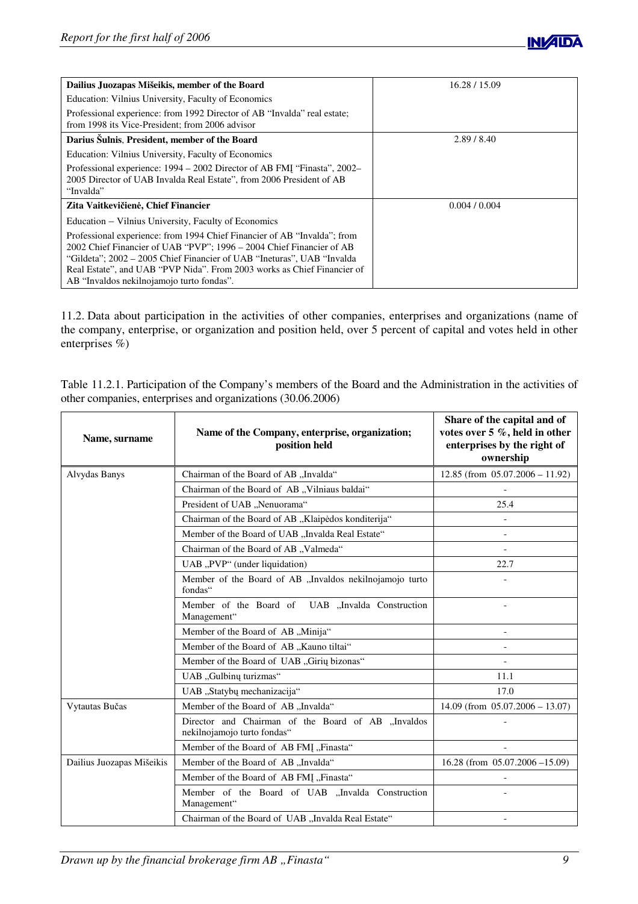| | |
|---|---|
| **Dailius Juozapas Mišeikis, member of the Board** | 16.28 / 15.09 |
| Education: Vilnius University, Faculty of Economics | |
| Professional experience: from 1992 Director of AB "Invalda" real estate; from 1998 its Vice-President; from 2006 advisor | |
| **Darius Šulnis, President, member of the Board** | 2.89 / 8.40 |
| Education: Vilnius University, Faculty of Economics | |
| Professional experience: 1994 – 2002 Director of AB FMĮ "Finasta", 2002–2005 Director of UAB Invalda Real Estate", from 2006 President of AB "Invalda" | |
| **Zita Vaitkevičienė, Chief Financier** | 0.004 / 0.004 |
| Education – Vilnius University, Faculty of Economics | |
| Professional experience: from 1994 Chief Financier of AB "Invalda"; from 2002 Chief Financier of UAB "PVP"; 1996 – 2004 Chief Financier of AB "Gildeta"; 2002 – 2005 Chief Financier of UAB "Ineturas", UAB "Invalda Real Estate", and UAB "PVP Nida". From 2003 works as Chief Financier of AB "Invaldos nekilnojamojo turto fondas". | |

11.2. Data about participation in the activities of other companies, enterprises and organizations (name of the company, enterprise, or organization and position held, over 5 percent of capital and votes held in other enterprises %)

Table 11.2.1. Participation of the Company's members of the Board and the Administration in the activities of other companies, enterprises and organizations (30.06.2006)

| Name, surname | Name of the Company, enterprise, organization; position held | Share of the capital and of votes over 5 %, held in other enterprises by the right of ownership |
|---|---|---|
| Alvydas Banys | Chairman of the Board of AB „Invalda" | 12.85 (from 05.07.2006 – 11.92) |
| | Chairman of the Board of AB „Vilniaus baldai" | - |
| | President of UAB „Nenuorama" | 25.4 |
| | Chairman of the Board of AB „Klaipėdos konditerija" | - |
| | Member of the Board of UAB „Invalda Real Estate" | - |
| | Chairman of the Board of AB „Valmeda" | - |
| | UAB „PVP" (under liquidation) | 22.7 |
| | Member of the Board of AB „Invaldos nekilnojamo turto fondas" | - |
| | Member of the Board of UAB „Invalda Construction Management" | - |
| | Member of the Board of AB „Minija" | - |
| | Member of the Board of AB „Kauno tiltai" | - |
| | Member of the Board of UAB „Girių bizonas" | - |
| | UAB „Gulbinų turizmas" | 11.1 |
| | UAB „Statybų mechanizacija" | 17.0 |
| Vytautas Bučas | Member of the Board of AB „Invalda" | 14.09 (from 05.07.2006 – 13.07) |
| | Director and Chairman of the Board of AB „Invaldos nekilnojamojo turto fondas" | - |
| | Member of the Board of AB FMĮ „Finasta" | - |
| Dailius Juozapas Mišeikis | Member of the Board of AB „Invalda" | 16.28 (from 05.07.2006 –15.09) |
| | Member of the Board of AB FMĮ „Finasta" | - |
| | Member of the Board of UAB „Invalda Construction Management" | - |
| | Chairman of the Board of UAB „Invalda Real Estate" | - |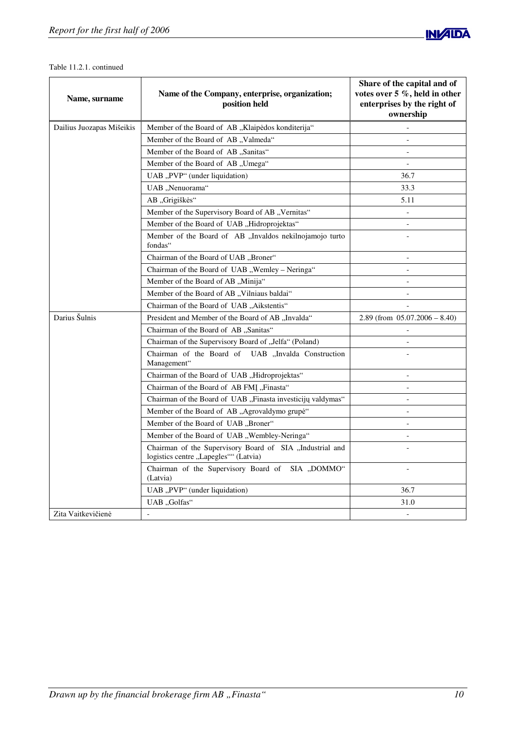Table 11.2.1. continued

| Name, surname | Name of the Company, enterprise, organization; position held | Share of the capital and of votes over 5 %, held in other enterprises by the right of ownership |
|---|---|---|
| Dailius Juozapas Mišeikis | Member of the Board of AB „Klaipėdos konditerija“ | - |
| | Member of the Board of AB „Valmeda“ | - |
| | Member of the Board of AB „Sanitas“ | - |
| | Member of the Board of AB „Umega“ | - |
| | UAB „PVP“ (under liquidation) | 36.7 |
| | UAB „Nenuorama“ | 33.3 |
| | AB „Grigiškės“ | 5.11 |
| | Member of the Supervisory Board of AB „Vernitas“ | - |
| | Member of the Board of UAB „Hidroprojektas“ | - |
| | Member of the Board of AB „Invaldos nekilnojamojo turto fondas“ | - |
| | Chairman of the Board of UAB „Broner“ | - |
| | Chairman of the Board of UAB „Wemley – Neringa“ | - |
| | Member of the Board of AB „Minija“ | - |
| | Member of the Board of AB „Vilniaus baldai“ | - |
| | Chairman of the Board of UAB „Aikstentis“ | - |
| Darius Šulnis | President and Member of the Board of AB „Invalda“ | 2.89 (from 05.07.2006 – 8.40) |
| | Chairman of the Board of AB „Sanitas“ | - |
| | Chairman of the Supervisory Board of „Jelfa“ (Poland) | - |
| | Chairman of the Board of UAB „Invalda Construction Management“ | - |
| | Chairman of the Board of UAB „Hidroprojektas“ | - |
| | Chairman of the Board of AB FMĮ „Finasta“ | - |
| | Chairman of the Board of UAB „Finasta investicijų valdymas“ | - |
| | Member of the Board of AB „Agrovaldymo grupė“ | - |
| | Member of the Board of UAB „Broner“ | - |
| | Member of the Board of UAB „Wembley-Neringa“ | - |
| | Chairman of the Supervisory Board of SIA „Industrial and logistics centre „Lapegles““ (Latvia) | - |
| | Chairman of the Supervisory Board of SIA „DOMMO“ (Latvia) | - |
| | UAB „PVP“ (under liquidation) | 36.7 |
| | UAB „Golfas“ | 31.0 |
| Zita Vaitkevičienė | - | - |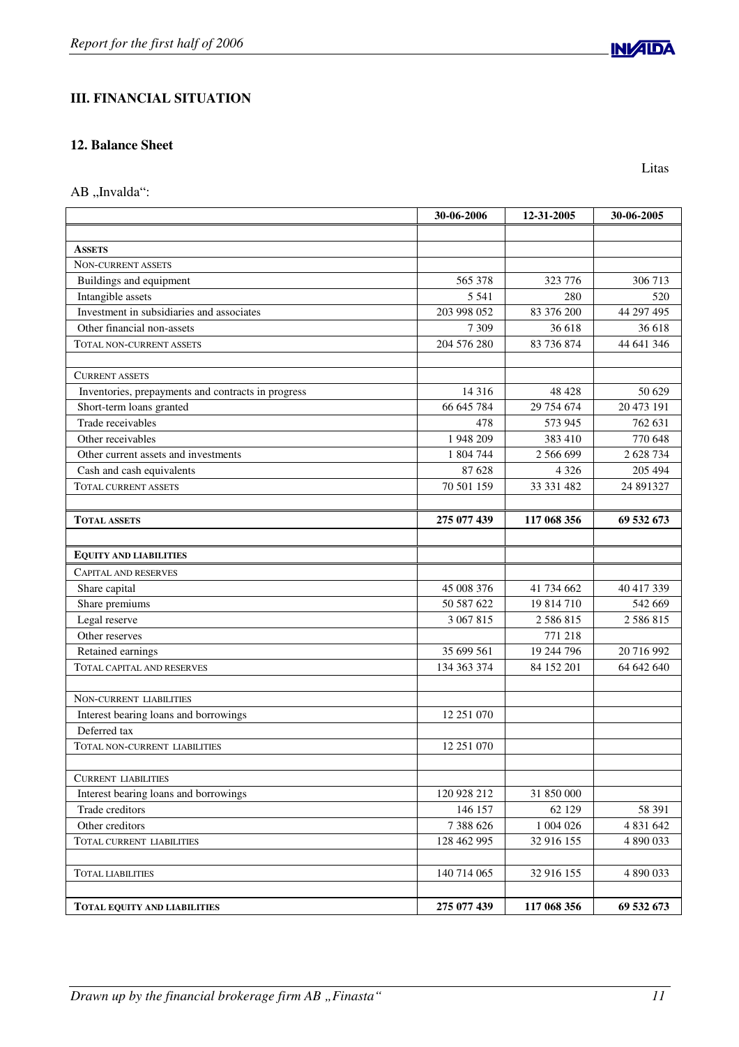## III. FINANCIAL SITUATION

### 12. Balance Sheet

Litas

AB „Invalda“:

| | 30-06-2006 | 12-31-2005 | 30-06-2005 |
|---|---|---|---|
| | | | |
| **ASSETS** | | | |
| NON-CURRENT ASSETS | | | |
| Buildings and equipment | 565 378 | 323 776 | 306 713 |
| Intangible assets | 5 541 | 280 | 520 |
| Investment in subsidiaries and associates | 203 998 052 | 83 376 200 | 44 297 495 |
| Other financial non-assets | 7 309 | 36 618 | 36 618 |
| TOTAL NON-CURRENT ASSETS | 204 576 280 | 83 736 874 | 44 641 346 |
| | | | |
| CURRENT ASSETS | | | |
| Inventories, prepayments and contracts in progress | 14 316 | 48 428 | 50 629 |
| Short-term loans granted | 66 645 784 | 29 754 674 | 20 473 191 |
| Trade receivables | 478 | 573 945 | 762 631 |
| Other receivables | 1 948 209 | 383 410 | 770 648 |
| Other current assets and investments | 1 804 744 | 2 566 699 | 2 628 734 |
| Cash and cash equivalents | 87 628 | 4 326 | 205 494 |
| TOTAL CURRENT ASSETS | 70 501 159 | 33 331 482 | 24 891327 |
| | | | |
| **TOTAL ASSETS** | **275 077 439** | **117 068 356** | **69 532 673** |
| | | | |
| **EQUITY AND LIABILITIES** | | | |
| CAPITAL AND RESERVES | | | |
| Share capital | 45 008 376 | 41 734 662 | 40 417 339 |
| Share premiums | 50 587 622 | 19 814 710 | 542 669 |
| Legal reserve | 3 067 815 | 2 586 815 | 2 586 815 |
| Other reserves | | 771 218 | |
| Retained earnings | 35 699 561 | 19 244 796 | 20 716 992 |
| TOTAL CAPITAL AND RESERVES | 134 363 374 | 84 152 201 | 64 642 640 |
| | | | |
| NON-CURRENT LIABILITIES | | | |
| Interest bearing loans and borrowings | 12 251 070 | | |
| Deferred tax | | | |
| TOTAL NON-CURRENT LIABILITIES | 12 251 070 | | |
| | | | |
| CURRENT LIABILITIES | | | |
| Interest bearing loans and borrowings | 120 928 212 | 31 850 000 | |
| Trade creditors | 146 157 | 62 129 | 58 391 |
| Other creditors | 7 388 626 | 1 004 026 | 4 831 642 |
| TOTAL CURRENT LIABILITIES | 128 462 995 | 32 916 155 | 4 890 033 |
| | | | |
| TOTAL LIABILITIES | 140 714 065 | 32 916 155 | 4 890 033 |
| | | | |
| **TOTAL EQUITY AND LIABILITIES** | **275 077 439** | **117 068 356** | **69 532 673** |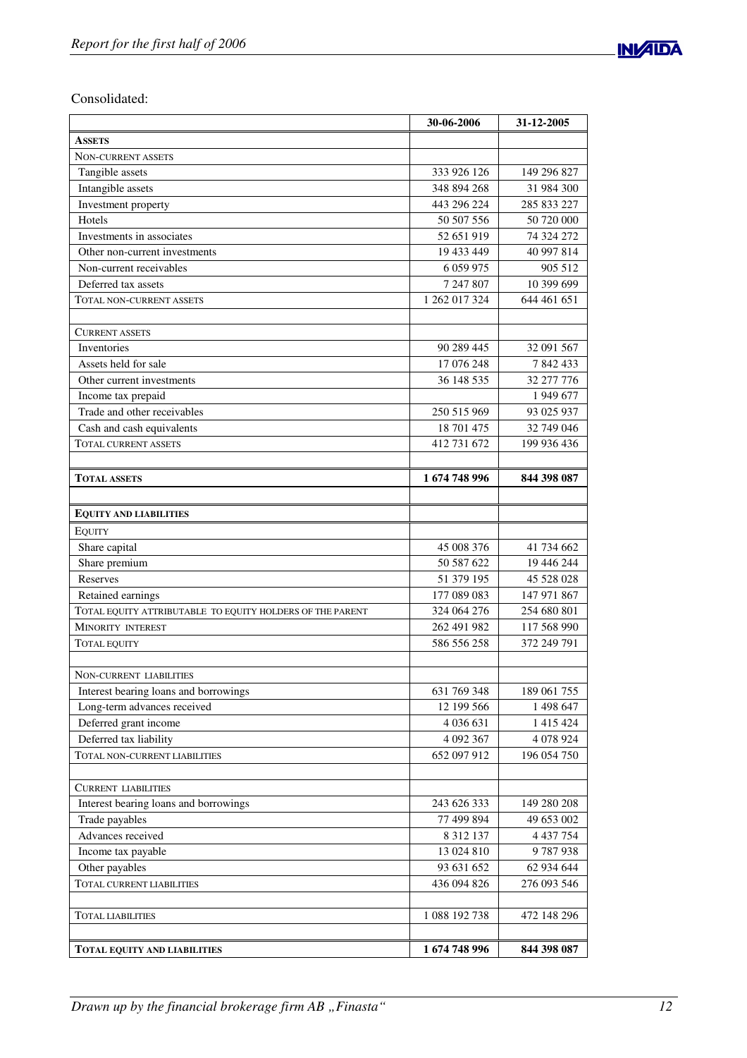Consolidated:

| | 30-06-2006 | 31-12-2005 |
|---|---|---|
| **ASSETS** | | |
| NON-CURRENT ASSETS | | |
| Tangible assets | 333 926 126 | 149 296 827 |
| Intangible assets | 348 894 268 | 31 984 300 |
| Investment property | 443 296 224 | 285 833 227 |
| Hotels | 50 507 556 | 50 720 000 |
| Investments in associates | 52 651 919 | 74 324 272 |
| Other non-current investments | 19 433 449 | 40 997 814 |
| Non-current receivables | 6 059 975 | 905 512 |
| Deferred tax assets | 7 247 807 | 10 399 699 |
| TOTAL NON-CURRENT ASSETS | 1 262 017 324 | 644 461 651 |
| | | |
| CURRENT ASSETS | | |
| Inventories | 90 289 445 | 32 091 567 |
| Assets held for sale | 17 076 248 | 7 842 433 |
| Other current investments | 36 148 535 | 32 277 776 |
| Income tax prepaid | | 1 949 677 |
| Trade and other receivables | 250 515 969 | 93 025 937 |
| Cash and cash equivalents | 18 701 475 | 32 749 046 |
| TOTAL CURRENT ASSETS | 412 731 672 | 199 936 436 |
| | | |
| **TOTAL ASSETS** | **1 674 748 996** | **844 398 087** |
| | | |
| **EQUITY AND LIABILITIES** | | |
| EQUITY | | |
| Share capital | 45 008 376 | 41 734 662 |
| Share premium | 50 587 622 | 19 446 244 |
| Reserves | 51 379 195 | 45 528 028 |
| Retained earnings | 177 089 083 | 147 971 867 |
| TOTAL EQUITY ATTRIBUTABLE TO EQUITY HOLDERS OF THE PARENT | 324 064 276 | 254 680 801 |
| MINORITY INTEREST | 262 491 982 | 117 568 990 |
| TOTAL EQUITY | 586 556 258 | 372 249 791 |
| | | |
| NON-CURRENT LIABILITIES | | |
| Interest bearing loans and borrowings | 631 769 348 | 189 061 755 |
| Long-term advances received | 12 199 566 | 1 498 647 |
| Deferred grant income | 4 036 631 | 1 415 424 |
| Deferred tax liability | 4 092 367 | 4 078 924 |
| TOTAL NON-CURRENT LIABILITIES | 652 097 912 | 196 054 750 |
| | | |
| CURRENT LIABILITIES | | |
| Interest bearing loans and borrowings | 243 626 333 | 149 280 208 |
| Trade payables | 77 499 894 | 49 653 002 |
| Advances received | 8 312 137 | 4 437 754 |
| Income tax payable | 13 024 810 | 9 787 938 |
| Other payables | 93 631 652 | 62 934 644 |
| TOTAL CURRENT LIABILITIES | 436 094 826 | 276 093 546 |
| | | |
| TOTAL LIABILITIES | 1 088 192 738 | 472 148 296 |
| | | |
| **TOTAL EQUITY AND LIABILITIES** | **1 674 748 996** | **844 398 087** |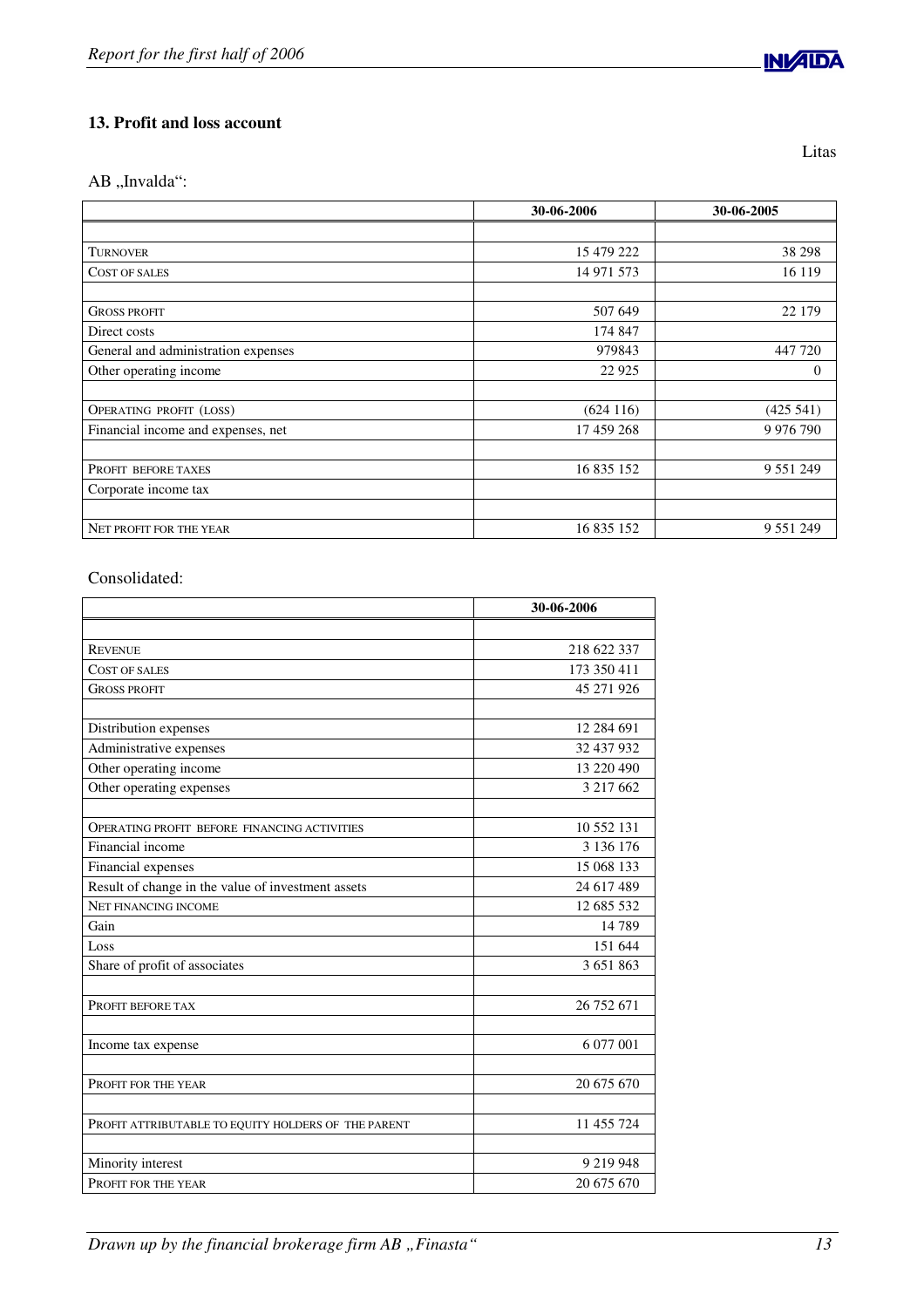## 13. Profit and loss account

Litas

AB „Invalda":

| | 30-06-2006 | 30-06-2005 |
|---|---|---|
| | | |
| TURNOVER | 15 479 222 | 38 298 |
| COST OF SALES | 14 971 573 | 16 119 |
| | | |
| GROSS PROFIT | 507 649 | 22 179 |
| Direct costs | 174 847 | |
| General and administration expenses | 979843 | 447 720 |
| Other operating income | 22 925 | 0 |
| | | |
| OPERATING PROFIT (LOSS) | (624 116) | (425 541) |
| Financial income and expenses, net | 17 459 268 | 9 976 790 |
| | | |
| PROFIT BEFORE TAXES | 16 835 152 | 9 551 249 |
| Corporate income tax | | |
| | | |
| NET PROFIT FOR THE YEAR | 16 835 152 | 9 551 249 |

Consolidated:

| | 30-06-2006 |
|---|---|
| | |
| REVENUE | 218 622 337 |
| COST OF SALES | 173 350 411 |
| GROSS PROFIT | 45 271 926 |
| | |
| Distribution expenses | 12 284 691 |
| Administrative expenses | 32 437 932 |
| Other operating income | 13 220 490 |
| Other operating expenses | 3 217 662 |
| | |
| OPERATING PROFIT BEFORE FINANCING ACTIVITIES | 10 552 131 |
| Financial income | 3 136 176 |
| Financial expenses | 15 068 133 |
| Result of change in the value of investment assets | 24 617 489 |
| NET FINANCING INCOME | 12 685 532 |
| Gain | 14 789 |
| Loss | 151 644 |
| Share of profit of associates | 3 651 863 |
| | |
| PROFIT BEFORE TAX | 26 752 671 |
| | |
| Income tax expense | 6 077 001 |
| | |
| PROFIT FOR THE YEAR | 20 675 670 |
| | |
| PROFIT ATTRIBUTABLE TO EQUITY HOLDERS OF THE PARENT | 11 455 724 |
| | |
| Minority interest | 9 219 948 |
| PROFIT FOR THE YEAR | 20 675 670 |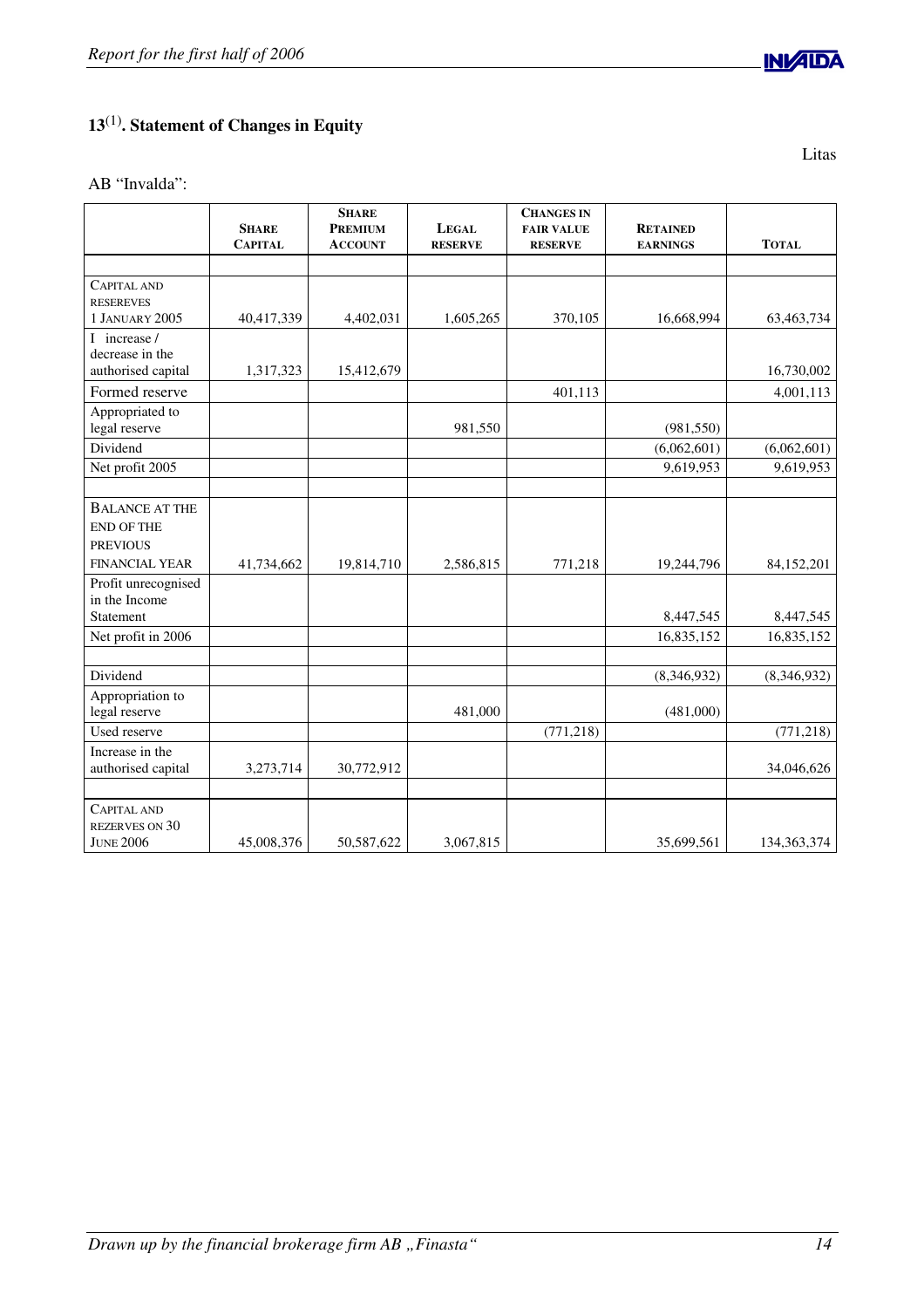## 13[1]. Statement of Changes in Equity

Litas

AB "Invalda":

| | SHARE CAPITAL | SHARE PREMIUM ACCOUNT | LEGAL RESERVE | CHANGES IN FAIR VALUE RESERVE | RETAINED EARNINGS | TOTAL |
|---|---|---|---|---|---|---|
| | | | | | | |
| CAPITAL AND RESERVES 1 JANUARY 2005 | 40,417,339 | 4,402,031 | 1,605,265 | 370,105 | 16,668,994 | 63,463,734 |
| I increase / decrease in the authorised capital | 1,317,323 | 15,412,679 | | | | 16,730,002 |
| Formed reserve | | | | 401,113 | | 4,001,113 |
| Appropriated to legal reserve | | | 981,550 | | (981,550) | |
| Dividend | | | | | (6,062,601) | (6,062,601) |
| Net profit 2005 | | | | | 9,619,953 | 9,619,953 |
| | | | | | | |
| BALANCE AT THE END OF THE PREVIOUS FINANCIAL YEAR | 41,734,662 | 19,814,710 | 2,586,815 | 771,218 | 19,244,796 | 84,152,201 |
| Profit unrecognised in the Income Statement | | | | | 8,447,545 | 8,447,545 |
| Net profit in 2006 | | | | | 16,835,152 | 16,835,152 |
| | | | | | | |
| Dividend | | | | | (8,346,932) | (8,346,932) |
| Appropriation to legal reserve | | | 481,000 | | (481,000) | |
| Used reserve | | | | (771,218) | | (771,218) |
| Increase in the authorised capital | 3,273,714 | 30,772,912 | | | | 34,046,626 |
| | | | | | | |
| CAPITAL AND REZERVES ON 30 JUNE 2006 | 45,008,376 | 50,587,622 | 3,067,815 | | 35,699,561 | 134,363,374 |

*Drawn up by the financial brokerage firm AB „Finasta"*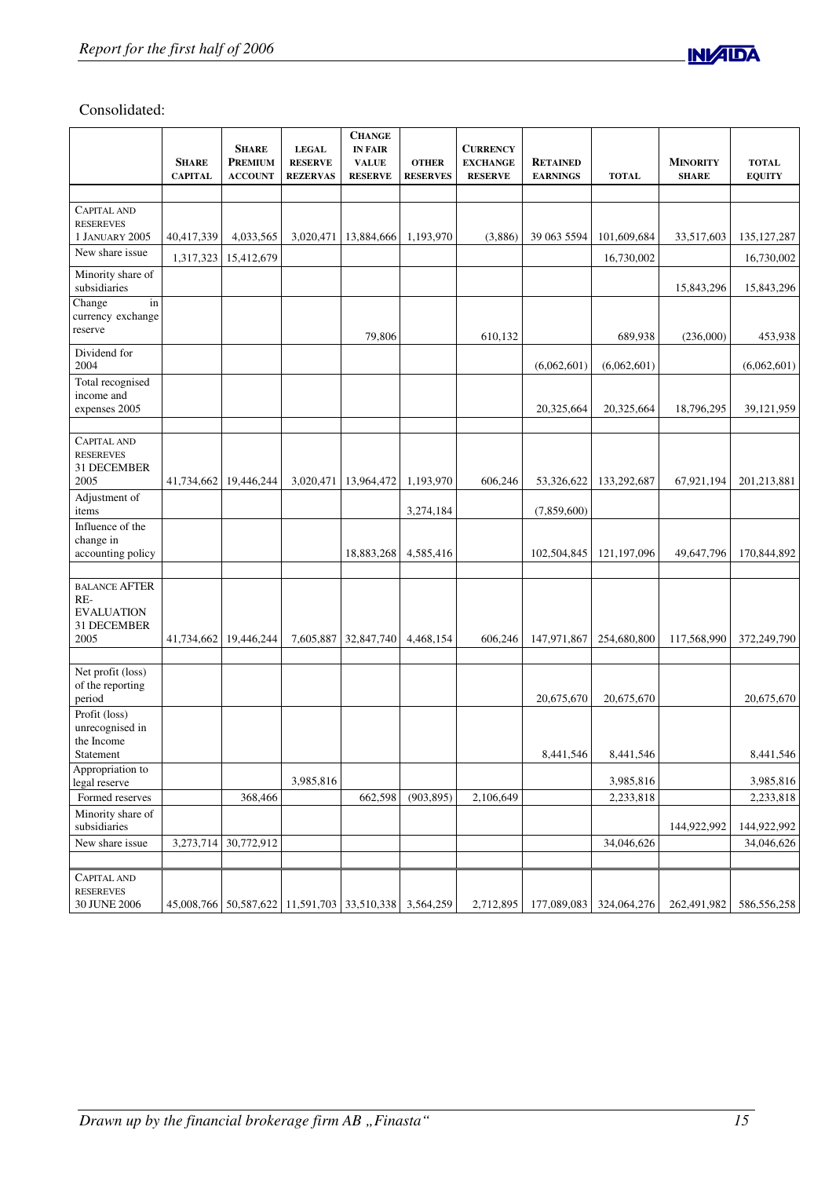Consolidated:

| | Share Capital | Share Premium Account | Legal Reserve Rezervas | Change in Fair Value Reserve | Other Reserves | Currency Exchange Reserve | Retained Earnings | Total | Minority Share | Total Equity |
|---|---|---|---|---|---|---|---|---|---|---|
| | | | | | | | | | | |
| Capital and reserves 1 January 2005 | 40,417,339 | 4,033,565 | 3,020,471 | 13,884,666 | 1,193,970 | (3,886) | 39 063 5594 | 101,609,684 | 33,517,603 | 135,127,287 |
| New share issue | 1,317,323 | 15,412,679 | | | | | | 16,730,002 | | 16,730,002 |
| Minority share of subsidiaries | | | | | | | | | 15,843,296 | 15,843,296 |
| Change in currency exchange reserve | | | | 79,806 | | 610,132 | | 689,938 | (236,000) | 453,938 |
| Dividend for 2004 | | | | | | | (6,062,601) | (6,062,601) | | (6,062,601) |
| Total recognised income and expenses 2005 | | | | | | | 20,325,664 | 20,325,664 | 18,796,295 | 39,121,959 |
| | | | | | | | | | | |
| Capital and reserves 31 December 2005 | 41,734,662 | 19,446,244 | 3,020,471 | 13,964,472 | 1,193,970 | 606,246 | 53,326,622 | 133,292,687 | 67,921,194 | 201,213,881 |
| Adjustment of items | | | | | 3,274,184 | | (7,859,600) | | | |
| Influence of the change in accounting policy | | | | 18,883,268 | 4,585,416 | | 102,504,845 | 121,197,096 | 49,647,796 | 170,844,892 |
| | | | | | | | | | | |
| Balance after re-evaluation 31 December 2005 | 41,734,662 | 19,446,244 | 7,605,887 | 32,847,740 | 4,468,154 | 606,246 | 147,971,867 | 254,680,800 | 117,568,990 | 372,249,790 |
| | | | | | | | | | | |
| Net profit (loss) of the reporting period | | | | | | | 20,675,670 | 20,675,670 | | 20,675,670 |
| Profit (loss) unrecognised in the Income Statement | | | | | | | 8,441,546 | 8,441,546 | | 8,441,546 |
| Appropriation to legal reserve | | | 3,985,816 | | | | | 3,985,816 | | 3,985,816 |
| Formed reserves | | 368,466 | | 662,598 | (903,895) | 2,106,649 | | 2,233,818 | | 2,233,818 |
| Minority share of subsidiaries | | | | | | | | | 144,922,992 | 144,922,992 |
| New share issue | 3,273,714 | 30,772,912 | | | | | | 34,046,626 | | 34,046,626 |
| | | | | | | | | | | |
| Capital and reserves 30 June 2006 | 45,008,766 | 50,587,622 | 11,591,703 | 33,510,338 | 3,564,259 | 2,712,895 | 177,089,083 | 324,064,276 | 262,491,982 | 586,556,258 |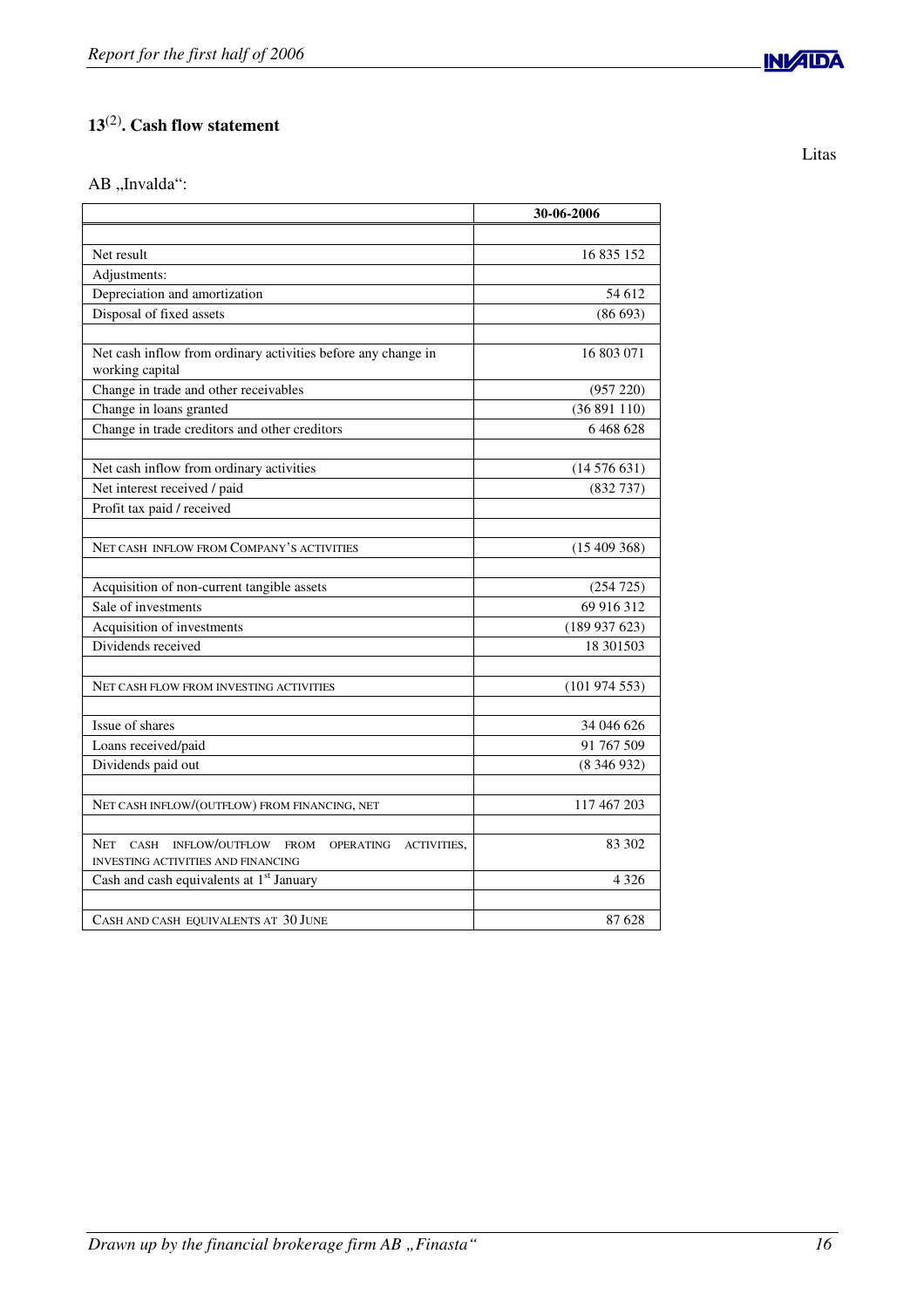## 13(2). Cash flow statement

Litas

AB „Invalda“:

| | 30-06-2006 |
|---|---|
| | |
| Net result | 16 835 152 |
| Adjustments: | |
| Depreciation and amortization | 54 612 |
| Disposal of fixed assets | (86 693) |
| | |
| Net cash inflow from ordinary activities before any change in working capital | 16 803 071 |
| Change in trade and other receivables | (957 220) |
| Change in loans granted | (36 891 110) |
| Change in trade creditors and other creditors | 6 468 628 |
| | |
| Net cash inflow from ordinary activities | (14 576 631) |
| Net interest received / paid | (832 737) |
| Profit tax paid / received | |
| | |
| NET CASH INFLOW FROM COMPANY'S ACTIVITIES | (15 409 368) |
| | |
| Acquisition of non-current tangible assets | (254 725) |
| Sale of investments | 69 916 312 |
| Acquisition of investments | (189 937 623) |
| Dividends received | 18 301503 |
| | |
| NET CASH FLOW FROM INVESTING ACTIVITIES | (101 974 553) |
| | |
| Issue of shares | 34 046 626 |
| Loans received/paid | 91 767 509 |
| Dividends paid out | (8 346 932) |
| | |
| NET CASH INFLOW/(OUTFLOW) FROM FINANCING, NET | 117 467 203 |
| | |
| NET CASH INFLOW/OUTFLOW FROM OPERATING ACTIVITIES, INVESTING ACTIVITIES AND FINANCING | 83 302 |
| Cash and cash equivalents at 1st January | 4 326 |
| | |
| CASH AND CASH EQUIVALENTS AT 30 JUNE | 87 628 |

*Drawn up by the financial brokerage firm AB „Finasta“*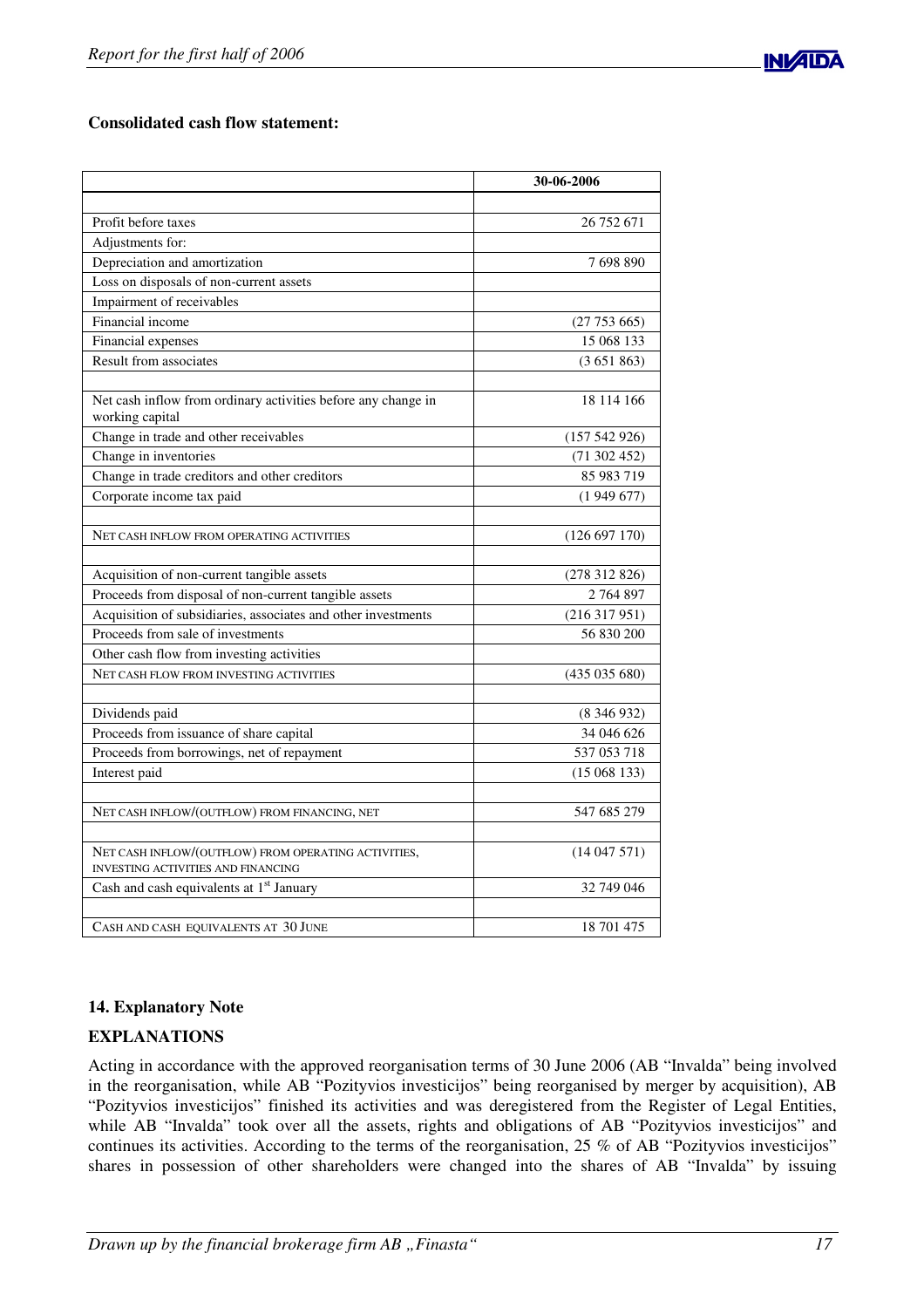**Consolidated cash flow statement:**

| | 30-06-2006 |
|---|---|
| | |
| Profit before taxes | 26 752 671 |
| Adjustments for: | |
| Depreciation and amortization | 7 698 890 |
| Loss on disposals of non-current assets | |
| Impairment of receivables | |
| Financial income | (27 753 665) |
| Financial expenses | 15 068 133 |
| Result from associates | (3 651 863) |
| | |
| Net cash inflow from ordinary activities before any change in working capital | 18 114 166 |
| Change in trade and other receivables | (157 542 926) |
| Change in inventories | (71 302 452) |
| Change in trade creditors and other creditors | 85 983 719 |
| Corporate income tax paid | (1 949 677) |
| | |
| NET CASH INFLOW FROM OPERATING ACTIVITIES | (126 697 170) |
| | |
| Acquisition of non-current tangible assets | (278 312 826) |
| Proceeds from disposal of non-current tangible assets | 2 764 897 |
| Acquisition of subsidiaries, associates and other investments | (216 317 951) |
| Proceeds from sale of investments | 56 830 200 |
| Other cash flow from investing activities | |
| NET CASH FLOW FROM INVESTING ACTIVITIES | (435 035 680) |
| | |
| Dividends paid | (8 346 932) |
| Proceeds from issuance of share capital | 34 046 626 |
| Proceeds from borrowings, net of repayment | 537 053 718 |
| Interest paid | (15 068 133) |
| | |
| NET CASH INFLOW/(OUTFLOW) FROM FINANCING, NET | 547 685 279 |
| | |
| NET CASH INFLOW/(OUTFLOW) FROM OPERATING ACTIVITIES, INVESTING ACTIVITIES AND FINANCING | (14 047 571) |
| Cash and cash equivalents at 1st January | 32 749 046 |
| | |
| CASH AND CASH EQUIVALENTS AT 30 JUNE | 18 701 475 |

**14. Explanatory Note**

**EXPLANATIONS**

Acting in accordance with the approved reorganisation terms of 30 June 2006 (AB "Invalda" being involved in the reorganisation, while AB "Pozityvios investicijos" being reorganised by merger by acquisition), AB "Pozityvios investicijos" finished its activities and was deregistered from the Register of Legal Entities, while AB "Invalda" took over all the assets, rights and obligations of AB "Pozityvios investicijos" and continues its activities. According to the terms of the reorganisation, 25 % of AB "Pozityvios investicijos" shares in possession of other shareholders were changed into the shares of AB "Invalda" by issuing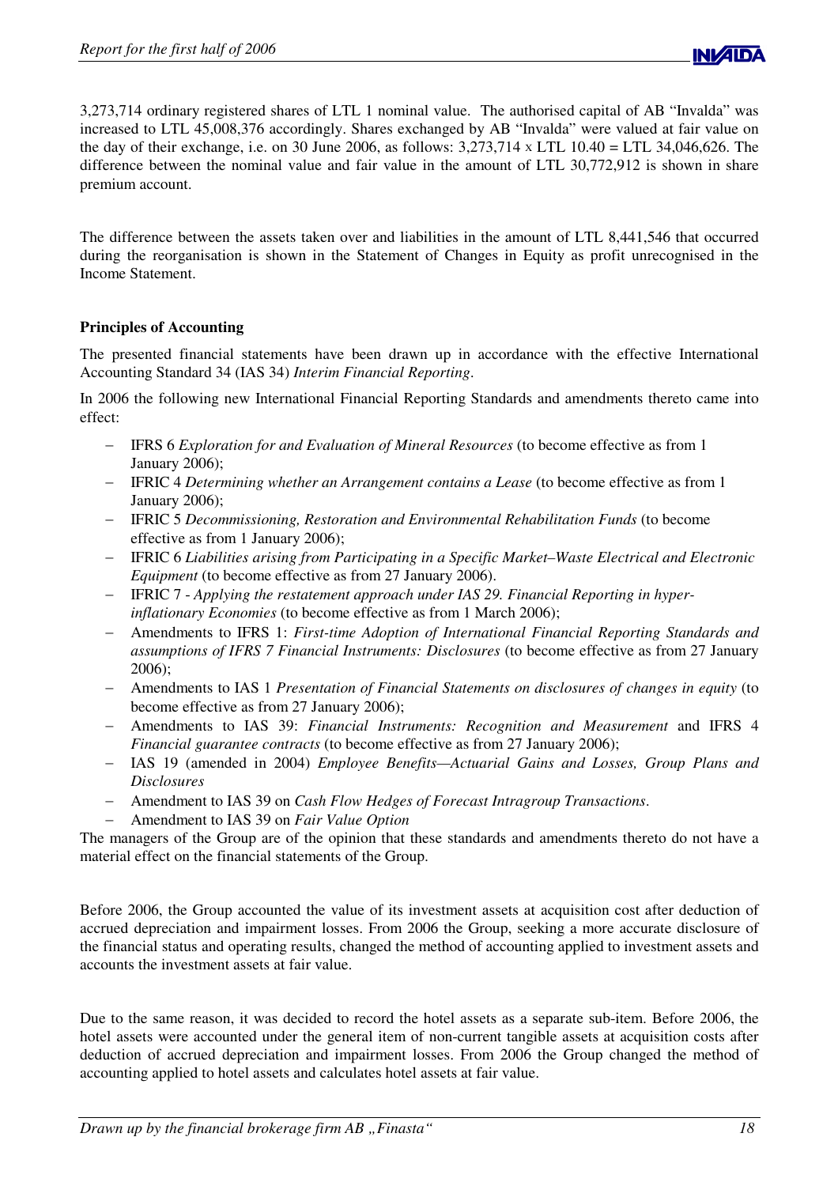3,273,714 ordinary registered shares of LTL 1 nominal value. The authorised capital of AB "Invalda" was increased to LTL 45,008,376 accordingly. Shares exchanged by AB "Invalda" were valued at fair value on the day of their exchange, i.e. on 30 June 2006, as follows: 3,273,714 x LTL 10.40 = LTL 34,046,626. The difference between the nominal value and fair value in the amount of LTL 30,772,912 is shown in share premium account.

The difference between the assets taken over and liabilities in the amount of LTL 8,441,546 that occurred during the reorganisation is shown in the Statement of Changes in Equity as profit unrecognised in the Income Statement.

**Principles of Accounting**

The presented financial statements have been drawn up in accordance with the effective International Accounting Standard 34 (IAS 34) *Interim Financial Reporting*.

In 2006 the following new International Financial Reporting Standards and amendments thereto came into effect:

- IFRS 6 *Exploration for and Evaluation of Mineral Resources* (to become effective as from 1 January 2006);
- IFRIC 4 *Determining whether an Arrangement contains a Lease* (to become effective as from 1 January 2006);
- IFRIC 5 *Decommissioning, Restoration and Environmental Rehabilitation Funds* (to become effective as from 1 January 2006);
- IFRIC 6 *Liabilities arising from Participating in a Specific Market–Waste Electrical and Electronic Equipment* (to become effective as from 27 January 2006).
- IFRIC 7 - *Applying the restatement approach under IAS 29. Financial Reporting in hyper-inflationary Economies* (to become effective as from 1 March 2006);
- Amendments to IFRS 1: *First-time Adoption of International Financial Reporting Standards and assumptions of IFRS 7 Financial Instruments: Disclosures* (to become effective as from 27 January 2006);
- Amendments to IAS 1 *Presentation of Financial Statements on disclosures of changes in equity* (to become effective as from 27 January 2006);
- Amendments to IAS 39: *Financial Instruments: Recognition and Measurement* and IFRS 4 *Financial guarantee contracts* (to become effective as from 27 January 2006);
- IAS 19 (amended in 2004) *Employee Benefits—Actuarial Gains and Losses, Group Plans and Disclosures*
- Amendment to IAS 39 on *Cash Flow Hedges of Forecast Intragroup Transactions*.
- Amendment to IAS 39 on *Fair Value Option*

The managers of the Group are of the opinion that these standards and amendments thereto do not have a material effect on the financial statements of the Group.

Before 2006, the Group accounted the value of its investment assets at acquisition cost after deduction of accrued depreciation and impairment losses. From 2006 the Group, seeking a more accurate disclosure of the financial status and operating results, changed the method of accounting applied to investment assets and accounts the investment assets at fair value.

Due to the same reason, it was decided to record the hotel assets as a separate sub-item. Before 2006, the hotel assets were accounted under the general item of non-current tangible assets at acquisition costs after deduction of accrued depreciation and impairment losses. From 2006 the Group changed the method of accounting applied to hotel assets and calculates hotel assets at fair value.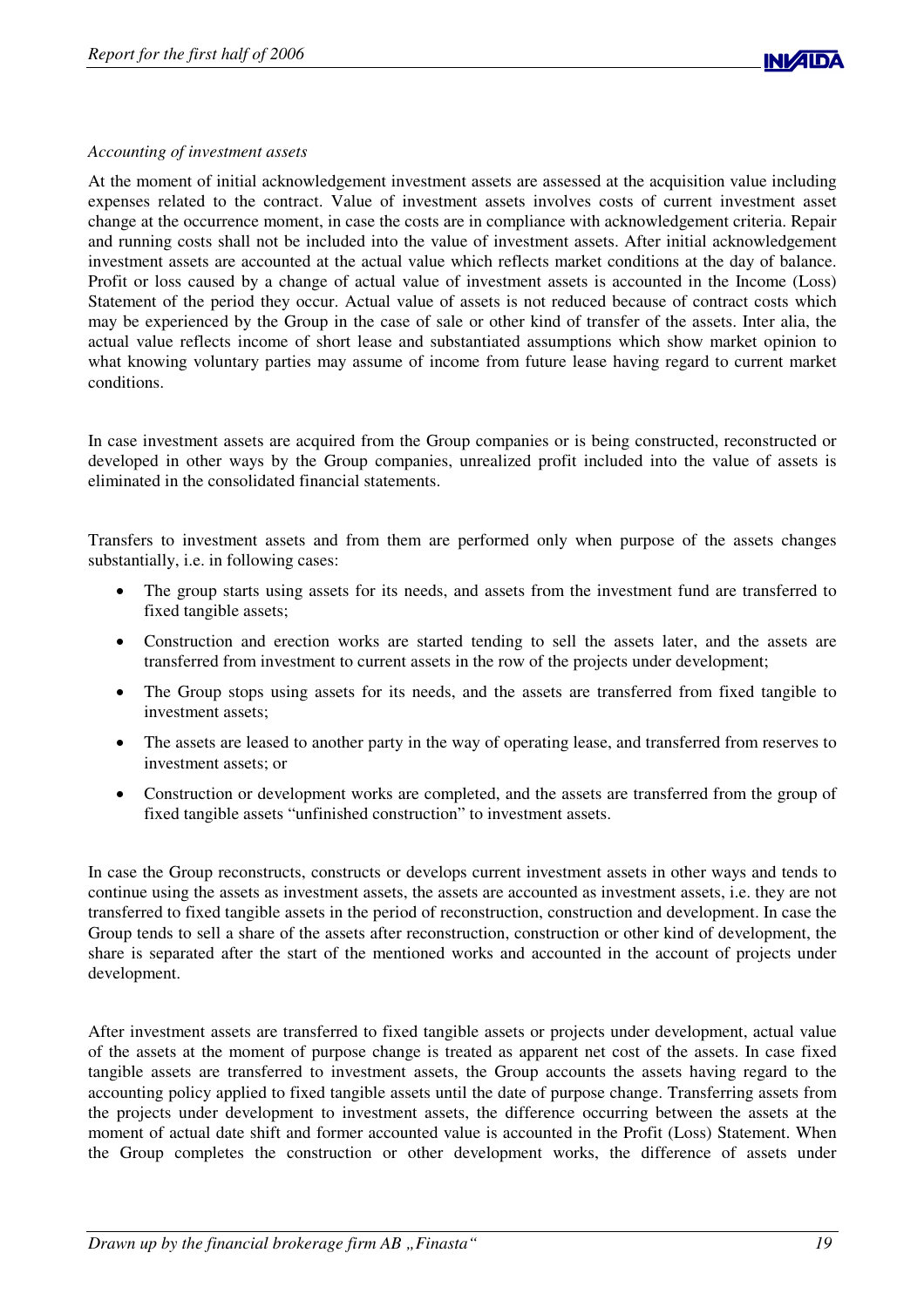*Accounting of investment assets*

At the moment of initial acknowledgement investment assets are assessed at the acquisition value including expenses related to the contract. Value of investment assets involves costs of current investment asset change at the occurrence moment, in case the costs are in compliance with acknowledgement criteria. Repair and running costs shall not be included into the value of investment assets. After initial acknowledgement investment assets are accounted at the actual value which reflects market conditions at the day of balance. Profit or loss caused by a change of actual value of investment assets is accounted in the Income (Loss) Statement of the period they occur. Actual value of assets is not reduced because of contract costs which may be experienced by the Group in the case of sale or other kind of transfer of the assets. Inter alia, the actual value reflects income of short lease and substantiated assumptions which show market opinion to what knowing voluntary parties may assume of income from future lease having regard to current market conditions.

In case investment assets are acquired from the Group companies or is being constructed, reconstructed or developed in other ways by the Group companies, unrealized profit included into the value of assets is eliminated in the consolidated financial statements.

Transfers to investment assets and from them are performed only when purpose of the assets changes substantially, i.e. in following cases:

- The group starts using assets for its needs, and assets from the investment fund are transferred to fixed tangible assets;
- Construction and erection works are started tending to sell the assets later, and the assets are transferred from investment to current assets in the row of the projects under development;
- The Group stops using assets for its needs, and the assets are transferred from fixed tangible to investment assets;
- The assets are leased to another party in the way of operating lease, and transferred from reserves to investment assets; or
- Construction or development works are completed, and the assets are transferred from the group of fixed tangible assets "unfinished construction" to investment assets.

In case the Group reconstructs, constructs or develops current investment assets in other ways and tends to continue using the assets as investment assets, the assets are accounted as investment assets, i.e. they are not transferred to fixed tangible assets in the period of reconstruction, construction and development. In case the Group tends to sell a share of the assets after reconstruction, construction or other kind of development, the share is separated after the start of the mentioned works and accounted in the account of projects under development.

After investment assets are transferred to fixed tangible assets or projects under development, actual value of the assets at the moment of purpose change is treated as apparent net cost of the assets. In case fixed tangible assets are transferred to investment assets, the Group accounts the assets having regard to the accounting policy applied to fixed tangible assets until the date of purpose change. Transferring assets from the projects under development to investment assets, the difference occurring between the assets at the moment of actual date shift and former accounted value is accounted in the Profit (Loss) Statement. When the Group completes the construction or other development works, the difference of assets under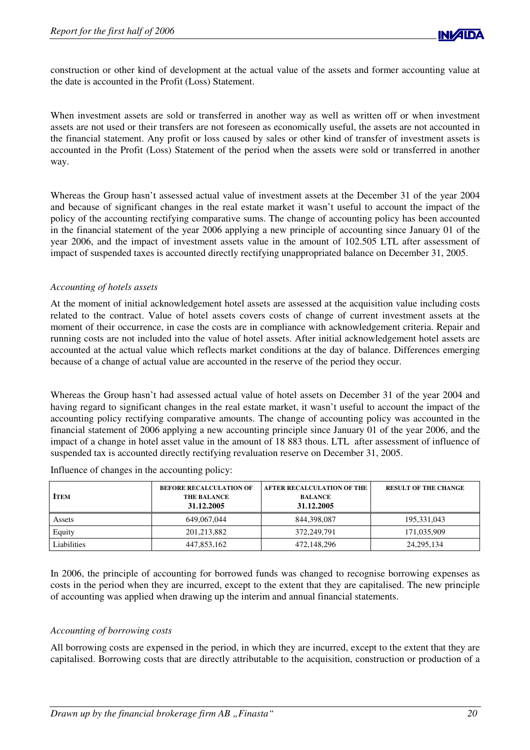construction or other kind of development at the actual value of the assets and former accounting value at the date is accounted in the Profit (Loss) Statement.

When investment assets are sold or transferred in another way as well as written off or when investment assets are not used or their transfers are not foreseen as economically useful, the assets are not accounted in the financial statement. Any profit or loss caused by sales or other kind of transfer of investment assets is accounted in the Profit (Loss) Statement of the period when the assets were sold or transferred in another way.

Whereas the Group hasn't assessed actual value of investment assets at the December 31 of the year 2004 and because of significant changes in the real estate market it wasn't useful to account the impact of the policy of the accounting rectifying comparative sums. The change of accounting policy has been accounted in the financial statement of the year 2006 applying a new principle of accounting since January 01 of the year 2006, and the impact of investment assets value in the amount of 102.505 LTL after assessment of impact of suspended taxes is accounted directly rectifying unappropriated balance on December 31, 2005.

*Accounting of hotels assets*

At the moment of initial acknowledgement hotel assets are assessed at the acquisition value including costs related to the contract. Value of hotel assets covers costs of change of current investment assets at the moment of their occurrence, in case the costs are in compliance with acknowledgement criteria. Repair and running costs are not included into the value of hotel assets. After initial acknowledgement hotel assets are accounted at the actual value which reflects market conditions at the day of balance. Differences emerging because of a change of actual value are accounted in the reserve of the period they occur.

Whereas the Group hasn't had assessed actual value of hotel assets on December 31 of the year 2004 and having regard to significant changes in the real estate market, it wasn't useful to account the impact of the accounting policy rectifying comparative amounts. The change of accounting policy was accounted in the financial statement of 2006 applying a new accounting principle since January 01 of the year 2006, and the impact of a change in hotel asset value in the amount of 18 883 thous. LTL after assessment of influence of suspended tax is accounted directly rectifying revaluation reserve on December 31, 2005.

Influence of changes in the accounting policy:

| **Item** | **Before recalculation of the balance 31.12.2005** | **After recalculation of the balance 31.12.2005** | **Result of the change** |
|---|---|---|---|
| Assets | 649,067,044 | 844,398,087 | 195,331,043 |
| Equity | 201,213,882 | 372,249,791 | 171,035,909 |
| Liabilities | 447,853,162 | 472,148,296 | 24,295,134 |

In 2006, the principle of accounting for borrowed funds was changed to recognise borrowing expenses as costs in the period when they are incurred, except to the extent that they are capitalised. The new principle of accounting was applied when drawing up the interim and annual financial statements.

*Accounting of borrowing costs*

All borrowing costs are expensed in the period, in which they are incurred, except to the extent that they are capitalised. Borrowing costs that are directly attributable to the acquisition, construction or production of a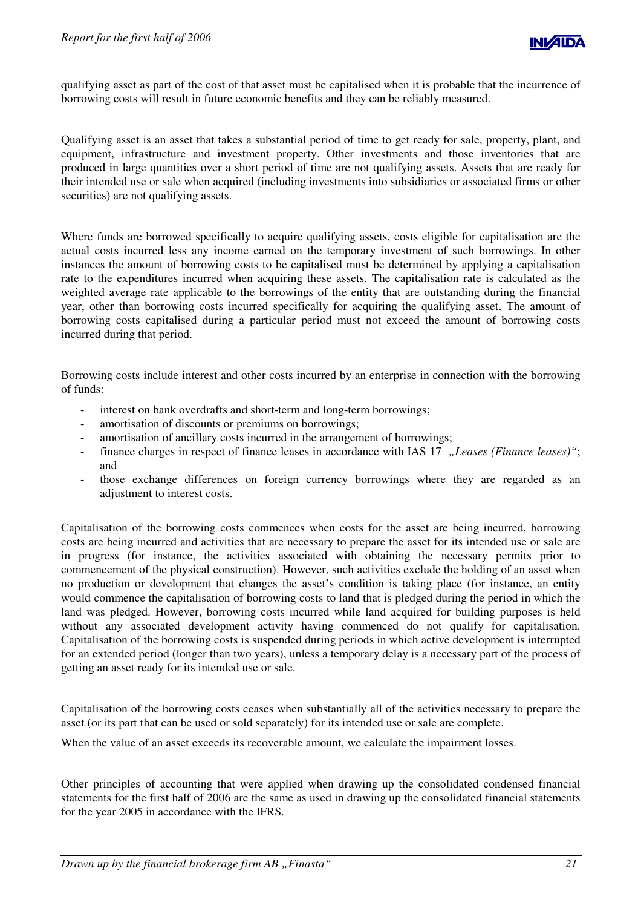qualifying asset as part of the cost of that asset must be capitalised when it is probable that the incurrence of borrowing costs will result in future economic benefits and they can be reliably measured.

Qualifying asset is an asset that takes a substantial period of time to get ready for sale, property, plant, and equipment, infrastructure and investment property. Other investments and those inventories that are produced in large quantities over a short period of time are not qualifying assets. Assets that are ready for their intended use or sale when acquired (including investments into subsidiaries or associated firms or other securities) are not qualifying assets.

Where funds are borrowed specifically to acquire qualifying assets, costs eligible for capitalisation are the actual costs incurred less any income earned on the temporary investment of such borrowings. In other instances the amount of borrowing costs to be capitalised must be determined by applying a capitalisation rate to the expenditures incurred when acquiring these assets. The capitalisation rate is calculated as the weighted average rate applicable to the borrowings of the entity that are outstanding during the financial year, other than borrowing costs incurred specifically for acquiring the qualifying asset. The amount of borrowing costs capitalised during a particular period must not exceed the amount of borrowing costs incurred during that period.

Borrowing costs include interest and other costs incurred by an enterprise in connection with the borrowing of funds:

- interest on bank overdrafts and short-term and long-term borrowings;
- amortisation of discounts or premiums on borrowings;
- amortisation of ancillary costs incurred in the arrangement of borrowings;
- finance charges in respect of finance leases in accordance with IAS 17 *„Leases (Finance leases)"*; and
- those exchange differences on foreign currency borrowings where they are regarded as an adjustment to interest costs.

Capitalisation of the borrowing costs commences when costs for the asset are being incurred, borrowing costs are being incurred and activities that are necessary to prepare the asset for its intended use or sale are in progress (for instance, the activities associated with obtaining the necessary permits prior to commencement of the physical construction). However, such activities exclude the holding of an asset when no production or development that changes the asset's condition is taking place (for instance, an entity would commence the capitalisation of borrowing costs to land that is pledged during the period in which the land was pledged. However, borrowing costs incurred while land acquired for building purposes is held without any associated development activity having commenced do not qualify for capitalisation. Capitalisation of the borrowing costs is suspended during periods in which active development is interrupted for an extended period (longer than two years), unless a temporary delay is a necessary part of the process of getting an asset ready for its intended use or sale.

Capitalisation of the borrowing costs ceases when substantially all of the activities necessary to prepare the asset (or its part that can be used or sold separately) for its intended use or sale are complete.

When the value of an asset exceeds its recoverable amount, we calculate the impairment losses.

Other principles of accounting that were applied when drawing up the consolidated condensed financial statements for the first half of 2006 are the same as used in drawing up the consolidated financial statements for the year 2005 in accordance with the IFRS.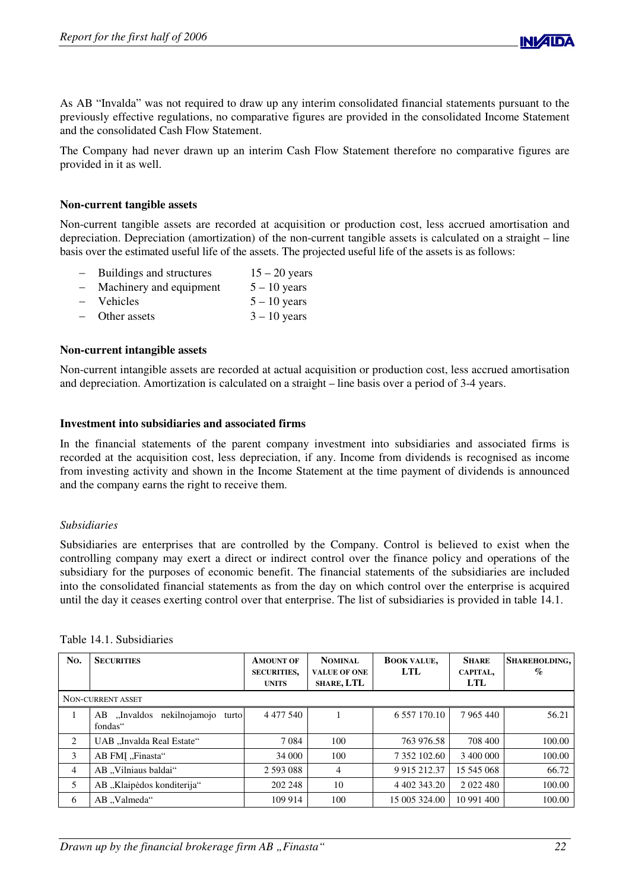As AB "Invalda" was not required to draw up any interim consolidated financial statements pursuant to the previously effective regulations, no comparative figures are provided in the consolidated Income Statement and the consolidated Cash Flow Statement.

The Company had never drawn up an interim Cash Flow Statement therefore no comparative figures are provided in it as well.

**Non-current tangible assets**

Non-current tangible assets are recorded at acquisition or production cost, less accrued amortisation and depreciation. Depreciation (amortization) of the non-current tangible assets is calculated on a straight – line basis over the estimated useful life of the assets. The projected useful life of the assets is as follows:

- Buildings and structures 15 – 20 years
- Machinery and equipment 5 – 10 years
- Vehicles 5 – 10 years
- Other assets 3 – 10 years

**Non-current intangible assets**

Non-current intangible assets are recorded at actual acquisition or production cost, less accrued amortisation and depreciation. Amortization is calculated on a straight – line basis over a period of 3-4 years.

**Investment into subsidiaries and associated firms**

In the financial statements of the parent company investment into subsidiaries and associated firms is recorded at the acquisition cost, less depreciation, if any. Income from dividends is recognised as income from investing activity and shown in the Income Statement at the time payment of dividends is announced and the company earns the right to receive them.

*Subsidiaries*

Subsidiaries are enterprises that are controlled by the Company. Control is believed to exist when the controlling company may exert a direct or indirect control over the finance policy and operations of the subsidiary for the purposes of economic benefit. The financial statements of the subsidiaries are included into the consolidated financial statements as from the day on which control over the enterprise is acquired until the day it ceases exerting control over that enterprise. The list of subsidiaries is provided in table 14.1.

Table 14.1. Subsidiaries

| No. | Securities | Amount of securities, units | Nominal value of one share, LTL | Book value, LTL | Share capital, LTL | Shareholding, % |
|---|---|---|---|---|---|---|
| Non-current asset | | | | | | |
| 1 | AB „Invaldos nekilnojamojo turto fondas“ | 4 477 540 | 1 | 6 557 170.10 | 7 965 440 | 56.21 |
| 2 | UAB „Invalda Real Estate“ | 7 084 | 100 | 763 976.58 | 708 400 | 100.00 |
| 3 | AB FMĮ „Finasta“ | 34 000 | 100 | 7 352 102.60 | 3 400 000 | 100.00 |
| 4 | AB „Vilniaus baldai“ | 2 593 088 | 4 | 9 915 212.37 | 15 545 068 | 66.72 |
| 5 | AB „Klaipėdos konditerija“ | 202 248 | 10 | 4 402 343.20 | 2 022 480 | 100.00 |
| 6 | AB „Valmeda“ | 109 914 | 100 | 15 005 324.00 | 10 991 400 | 100.00 |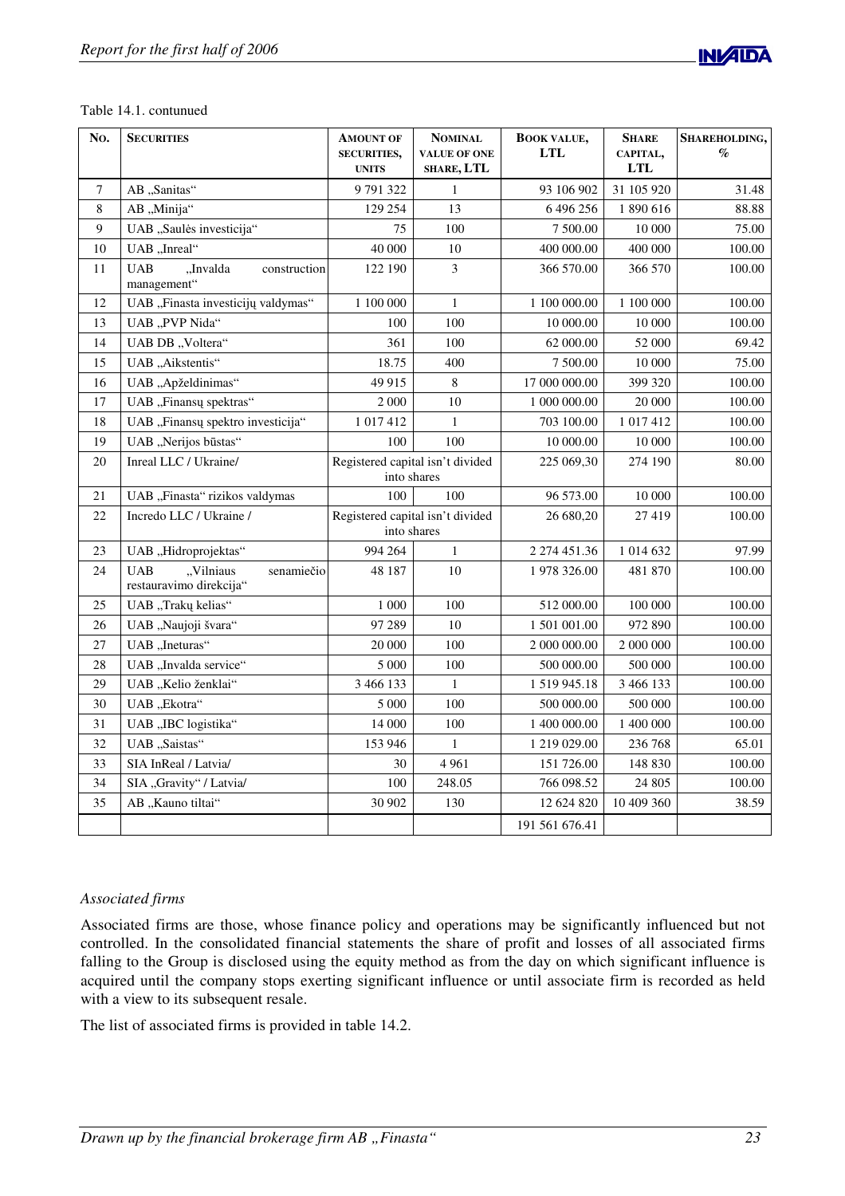Table 14.1. contunued

| No. | Securities | Amount of securities, units | Nominal value of one share, LTL | Book value, LTL | Share capital, LTL | Shareholding, % |
|---|---|---|---|---|---|---|
| 7 | AB „Sanitas" | 9 791 322 | 1 | 93 106 902 | 31 105 920 | 31.48 |
| 8 | AB „Minija" | 129 254 | 13 | 6 496 256 | 1 890 616 | 88.88 |
| 9 | UAB „Saulės investicija" | 75 | 100 | 7 500.00 | 10 000 | 75.00 |
| 10 | UAB „Inreal" | 40 000 | 10 | 400 000.00 | 400 000 | 100.00 |
| 11 | UAB „Invalda construction management" | 122 190 | 3 | 366 570.00 | 366 570 | 100.00 |
| 12 | UAB „Finasta investicijų valdymas" | 1 100 000 | 1 | 1 100 000.00 | 1 100 000 | 100.00 |
| 13 | UAB „PVP Nida" | 100 | 100 | 10 000.00 | 10 000 | 100.00 |
| 14 | UAB DB „Voltera" | 361 | 100 | 62 000.00 | 52 000 | 69.42 |
| 15 | UAB „Aikstentis" | 18.75 | 400 | 7 500.00 | 10 000 | 75.00 |
| 16 | UAB „Apželdinimas" | 49 915 | 8 | 17 000 000.00 | 399 320 | 100.00 |
| 17 | UAB „Finansų spektras" | 2 000 | 10 | 1 000 000.00 | 20 000 | 100.00 |
| 18 | UAB „Finansų spektro investicija" | 1 017 412 | 1 | 703 100.00 | 1 017 412 | 100.00 |
| 19 | UAB „Nerijos būstas" | 100 | 100 | 10 000.00 | 10 000 | 100.00 |
| 20 | Inreal LLC / Ukraine/ | Registered capital isn't divided into shares | | 225 069,30 | 274 190 | 80.00 |
| 21 | UAB „Finasta" rizikos valdymas | 100 | 100 | 96 573.00 | 10 000 | 100.00 |
| 22 | Incredo LLC / Ukraine / | Registered capital isn't divided into shares | | 26 680,20 | 27 419 | 100.00 |
| 23 | UAB „Hidroprojektas" | 994 264 | 1 | 2 274 451.36 | 1 014 632 | 97.99 |
| 24 | UAB „Vilniaus senamiečio restauravimo direkcija" | 48 187 | 10 | 1 978 326.00 | 481 870 | 100.00 |
| 25 | UAB „Trakų kelias" | 1 000 | 100 | 512 000.00 | 100 000 | 100.00 |
| 26 | UAB „Naujoji švara" | 97 289 | 10 | 1 501 001.00 | 972 890 | 100.00 |
| 27 | UAB „Ineturas" | 20 000 | 100 | 2 000 000.00 | 2 000 000 | 100.00 |
| 28 | UAB „Invalda service" | 5 000 | 100 | 500 000.00 | 500 000 | 100.00 |
| 29 | UAB „Kelio ženklai" | 3 466 133 | 1 | 1 519 945.18 | 3 466 133 | 100.00 |
| 30 | UAB „Ekotra" | 5 000 | 100 | 500 000.00 | 500 000 | 100.00 |
| 31 | UAB „IBC logistika" | 14 000 | 100 | 1 400 000.00 | 1 400 000 | 100.00 |
| 32 | UAB „Saistas" | 153 946 | 1 | 1 219 029.00 | 236 768 | 65.01 |
| 33 | SIA InReal / Latvia/ | 30 | 4 961 | 151 726.00 | 148 830 | 100.00 |
| 34 | SIA „Gravity" / Latvia/ | 100 | 248.05 | 766 098.52 | 24 805 | 100.00 |
| 35 | AB „Kauno tiltai" | 30 902 | 130 | 12 624 820 | 10 409 360 | 38.59 |
| | | | | 191 561 676.41 | | |

*Associated firms*

Associated firms are those, whose finance policy and operations may be significantly influenced but not controlled. In the consolidated financial statements the share of profit and losses of all associated firms falling to the Group is disclosed using the equity method as from the day on which significant influence is acquired until the company stops exerting significant influence or until associate firm is recorded as held with a view to its subsequent resale.

The list of associated firms is provided in table 14.2.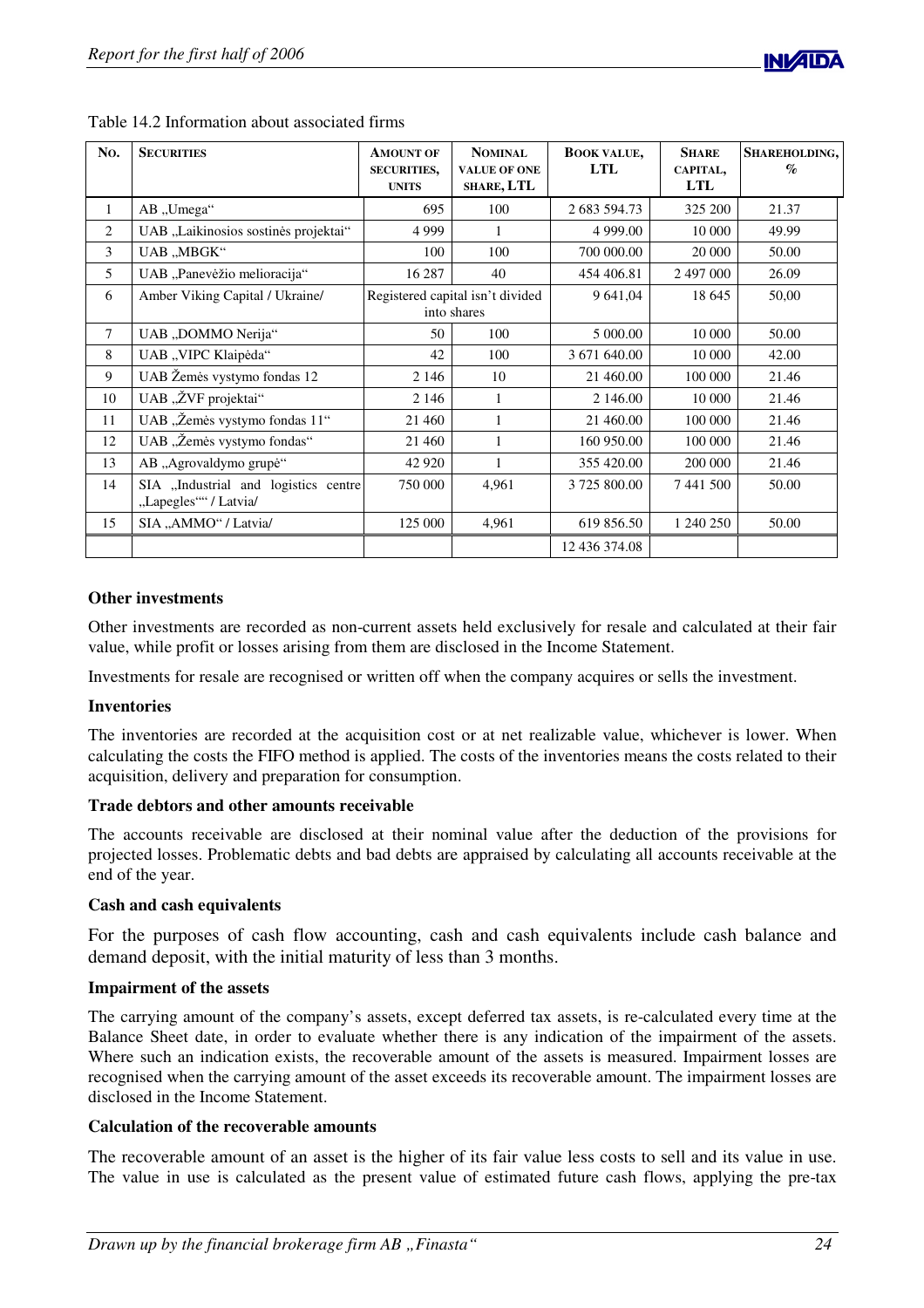Table 14.2 Information about associated firms

| No. | Securities | Amount of securities, units | Nominal value of one share, LTL | Book value, LTL | Share capital, LTL | Shareholding, % |
|---|---|---|---|---|---|---|
| 1 | AB „Umega“ | 695 | 100 | 2 683 594.73 | 325 200 | 21.37 |
| 2 | UAB „Laikinosios sostinės projektai“ | 4 999 | 1 | 4 999.00 | 10 000 | 49.99 |
| 3 | UAB „MBGK“ | 100 | 100 | 700 000.00 | 20 000 | 50.00 |
| 5 | UAB „Panevėžio melioracija“ | 16 287 | 40 | 454 406.81 | 2 497 000 | 26.09 |
| 6 | Amber Viking Capital / Ukraine/ | Registered capital isn't divided into shares | | 9 641,04 | 18 645 | 50,00 |
| 7 | UAB „DOMMO Nerija“ | 50 | 100 | 5 000.00 | 10 000 | 50.00 |
| 8 | UAB „VIPC Klaipėda“ | 42 | 100 | 3 671 640.00 | 10 000 | 42.00 |
| 9 | UAB Žemės vystymo fondas 12 | 2 146 | 10 | 21 460.00 | 100 000 | 21.46 |
| 10 | UAB „ŽVF projektai“ | 2 146 | 1 | 2 146.00 | 10 000 | 21.46 |
| 11 | UAB „Žemės vystymo fondas 11“ | 21 460 | 1 | 21 460.00 | 100 000 | 21.46 |
| 12 | UAB „Žemės vystymo fondas“ | 21 460 | 1 | 160 950.00 | 100 000 | 21.46 |
| 13 | AB „Agrovaldymo grupė“ | 42 920 | 1 | 355 420.00 | 200 000 | 21.46 |
| 14 | SIA „Industrial and logistics centre „Lapegles““ / Latvia/ | 750 000 | 4,961 | 3 725 800.00 | 7 441 500 | 50.00 |
| 15 | SIA „AMMO“ / Latvia/ | 125 000 | 4,961 | 619 856.50 | 1 240 250 | 50.00 |
| | | | | 12 436 374.08 | | |

**Other investments**

Other investments are recorded as non-current assets held exclusively for resale and calculated at their fair value, while profit or losses arising from them are disclosed in the Income Statement.

Investments for resale are recognised or written off when the company acquires or sells the investment.

**Inventories**

The inventories are recorded at the acquisition cost or at net realizable value, whichever is lower. When calculating the costs the FIFO method is applied. The costs of the inventories means the costs related to their acquisition, delivery and preparation for consumption.

**Trade debtors and other amounts receivable**

The accounts receivable are disclosed at their nominal value after the deduction of the provisions for projected losses. Problematic debts and bad debts are appraised by calculating all accounts receivable at the end of the year.

**Cash and cash equivalents**

For the purposes of cash flow accounting, cash and cash equivalents include cash balance and demand deposit, with the initial maturity of less than 3 months.

**Impairment of the assets**

The carrying amount of the company's assets, except deferred tax assets, is re-calculated every time at the Balance Sheet date, in order to evaluate whether there is any indication of the impairment of the assets. Where such an indication exists, the recoverable amount of the assets is measured. Impairment losses are recognised when the carrying amount of the asset exceeds its recoverable amount. The impairment losses are disclosed in the Income Statement.

**Calculation of the recoverable amounts**

The recoverable amount of an asset is the higher of its fair value less costs to sell and its value in use. The value in use is calculated as the present value of estimated future cash flows, applying the pre-tax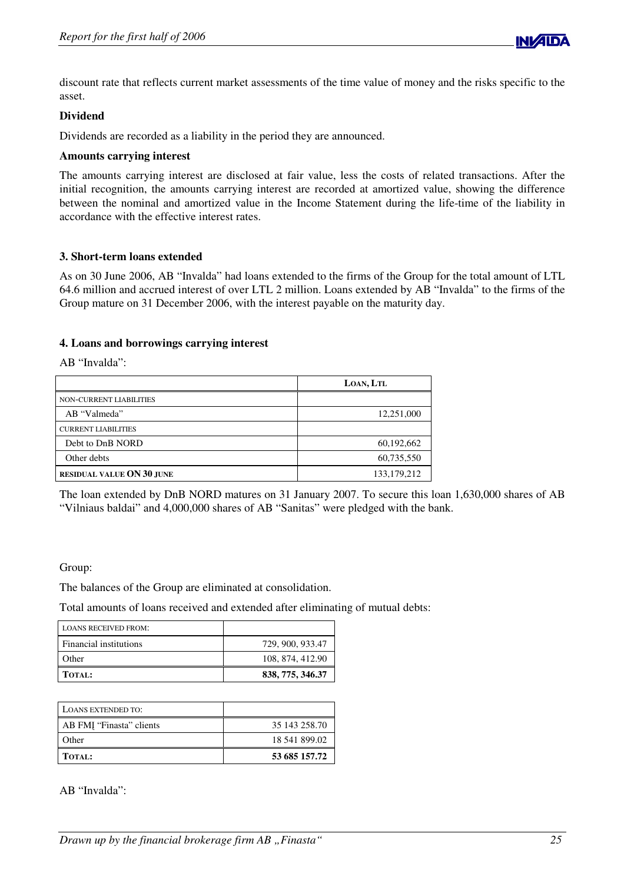discount rate that reflects current market assessments of the time value of money and the risks specific to the asset.

**Dividend**

Dividends are recorded as a liability in the period they are announced.

**Amounts carrying interest**

The amounts carrying interest are disclosed at fair value, less the costs of related transactions. After the initial recognition, the amounts carrying interest are recorded at amortized value, showing the difference between the nominal and amortized value in the Income Statement during the life-time of the liability in accordance with the effective interest rates.

### 3. Short-term loans extended

As on 30 June 2006, AB "Invalda" had loans extended to the firms of the Group for the total amount of LTL 64.6 million and accrued interest of over LTL 2 million. Loans extended by AB "Invalda" to the firms of the Group mature on 31 December 2006, with the interest payable on the maturity day.

### 4. Loans and borrowings carrying interest

AB "Invalda":

| | LOAN, LTL |
|---|---:|
| NON-CURRENT LIABILITIES | |
| AB "Valmeda" | 12,251,000 |
| CURRENT LIABILITIES | |
| Debt to DnB NORD | 60,192,662 |
| Other debts | 60,735,550 |
| **RESIDUAL VALUE ON 30 JUNE** | 133,179,212 |

The loan extended by DnB NORD matures on 31 January 2007. To secure this loan 1,630,000 shares of AB "Vilniaus baldai" and 4,000,000 shares of AB "Sanitas" were pledged with the bank.

Group:

The balances of the Group are eliminated at consolidation.

Total amounts of loans received and extended after eliminating of mutual debts:

| LOANS RECEIVED FROM: | |
|---|---:|
| Financial institutions | 729, 900, 933.47 |
| Other | 108, 874, 412.90 |
| **TOTAL:** | **838, 775, 346.37** |

| LOANS EXTENDED TO: | |
|---|---:|
| AB FMĮ "Finasta" clients | 35 143 258.70 |
| Other | 18 541 899.02 |
| **TOTAL:** | **53 685 157.72** |

AB "Invalda":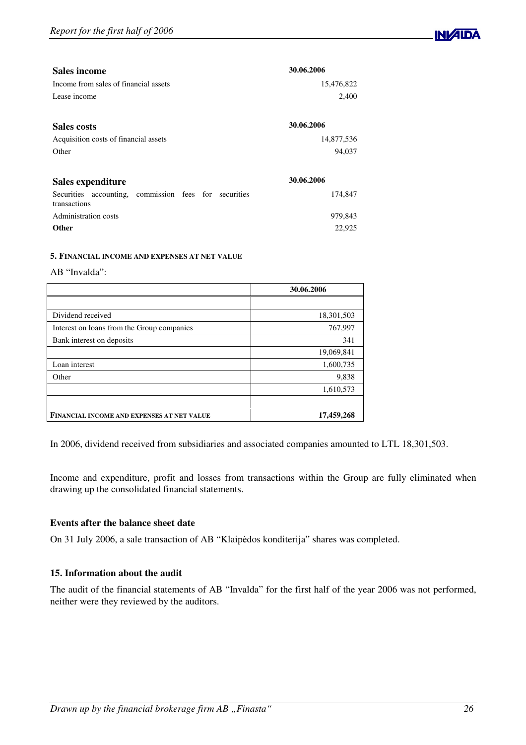| **Sales income** | **30.06.2006** |
|---|---|
| Income from sales of financial assets | 15,476,822 |
| Lease income | 2,400 |

| **Sales costs** | **30.06.2006** |
|---|---|
| Acquisition costs of financial assets | 14,877,536 |
| Other | 94,037 |

| **Sales expenditure** | **30.06.2006** |
|---|---|
| Securities accounting, commission fees for securities transactions | 174,847 |
| Administration costs | 979,843 |
| **Other** | 22,925 |

#### 5. FINANCIAL INCOME AND EXPENSES AT NET VALUE

AB "Invalda":

| | **30.06.2006** |
|---|---|
| | |
| Dividend received | 18,301,503 |
| Interest on loans from the Group companies | 767,997 |
| Bank interest on deposits | 341 |
| | 19,069,841 |
| Loan interest | 1,600,735 |
| Other | 9,838 |
| | 1,610,573 |
| | |
| **FINANCIAL INCOME AND EXPENSES AT NET VALUE** | **17,459,268** |

In 2006, dividend received from subsidiaries and associated companies amounted to LTL 18,301,503.

Income and expenditure, profit and losses from transactions within the Group are fully eliminated when drawing up the consolidated financial statements.

### Events after the balance sheet date

On 31 July 2006, a sale transaction of AB "Klaipėdos konditerija" shares was completed.

### 15. Information about the audit

The audit of the financial statements of AB "Invalda" for the first half of the year 2006 was not performed, neither were they reviewed by the auditors.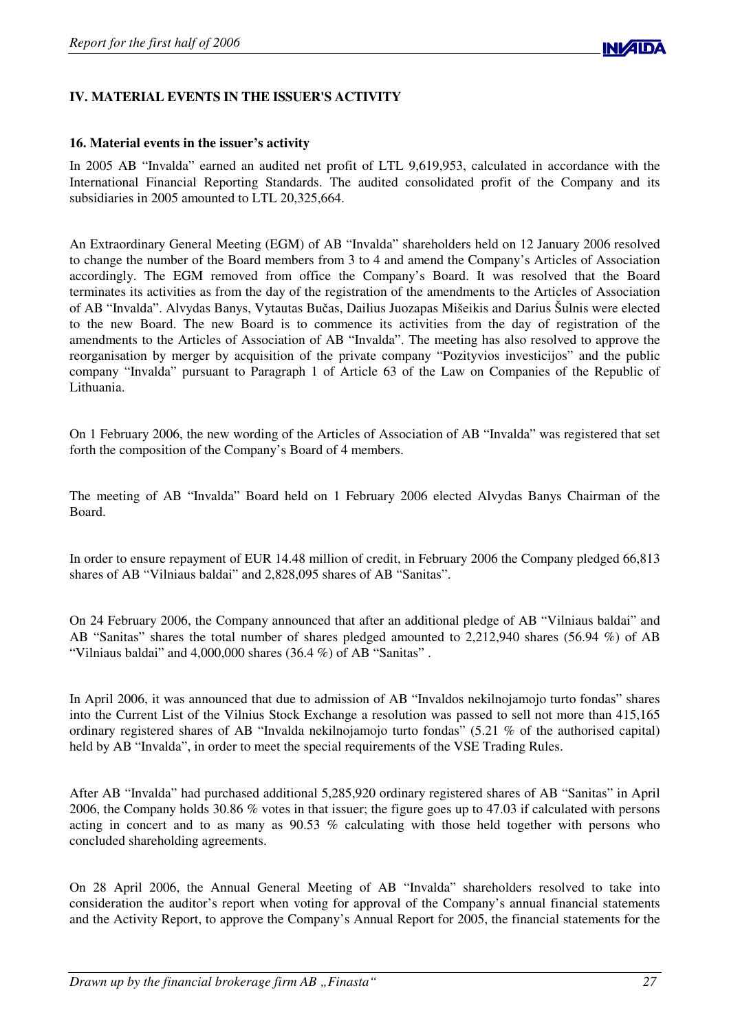## IV. MATERIAL EVENTS IN THE ISSUER'S ACTIVITY

### 16. Material events in the issuer's activity

In 2005 AB "Invalda" earned an audited net profit of LTL 9,619,953, calculated in accordance with the International Financial Reporting Standards. The audited consolidated profit of the Company and its subsidiaries in 2005 amounted to LTL 20,325,664.

An Extraordinary General Meeting (EGM) of AB "Invalda" shareholders held on 12 January 2006 resolved to change the number of the Board members from 3 to 4 and amend the Company's Articles of Association accordingly. The EGM removed from office the Company's Board. It was resolved that the Board terminates its activities as from the day of the registration of the amendments to the Articles of Association of AB "Invalda". Alvydas Banys, Vytautas Bučas, Dailius Juozapas Mišeikis and Darius Šulnis were elected to the new Board. The new Board is to commence its activities from the day of registration of the amendments to the Articles of Association of AB "Invalda". The meeting has also resolved to approve the reorganisation by merger by acquisition of the private company "Pozityvios investicijos" and the public company "Invalda" pursuant to Paragraph 1 of Article 63 of the Law on Companies of the Republic of Lithuania.

On 1 February 2006, the new wording of the Articles of Association of AB "Invalda" was registered that set forth the composition of the Company's Board of 4 members.

The meeting of AB "Invalda" Board held on 1 February 2006 elected Alvydas Banys Chairman of the Board.

In order to ensure repayment of EUR 14.48 million of credit, in February 2006 the Company pledged 66,813 shares of AB "Vilniaus baldai" and 2,828,095 shares of AB "Sanitas".

On 24 February 2006, the Company announced that after an additional pledge of AB "Vilniaus baldai" and AB "Sanitas" shares the total number of shares pledged amounted to 2,212,940 shares (56.94 %) of AB "Vilniaus baldai" and 4,000,000 shares (36.4 %) of AB "Sanitas" .

In April 2006, it was announced that due to admission of AB "Invaldos nekilnojamojo turto fondas" shares into the Current List of the Vilnius Stock Exchange a resolution was passed to sell not more than 415,165 ordinary registered shares of AB "Invalda nekilnojamojo turto fondas" (5.21 % of the authorised capital) held by AB "Invalda", in order to meet the special requirements of the VSE Trading Rules.

After AB "Invalda" had purchased additional 5,285,920 ordinary registered shares of AB "Sanitas" in April 2006, the Company holds 30.86 % votes in that issuer; the figure goes up to 47.03 if calculated with persons acting in concert and to as many as 90.53 % calculating with those held together with persons who concluded shareholding agreements.

On 28 April 2006, the Annual General Meeting of AB "Invalda" shareholders resolved to take into consideration the auditor's report when voting for approval of the Company's annual financial statements and the Activity Report, to approve the Company's Annual Report for 2005, the financial statements for the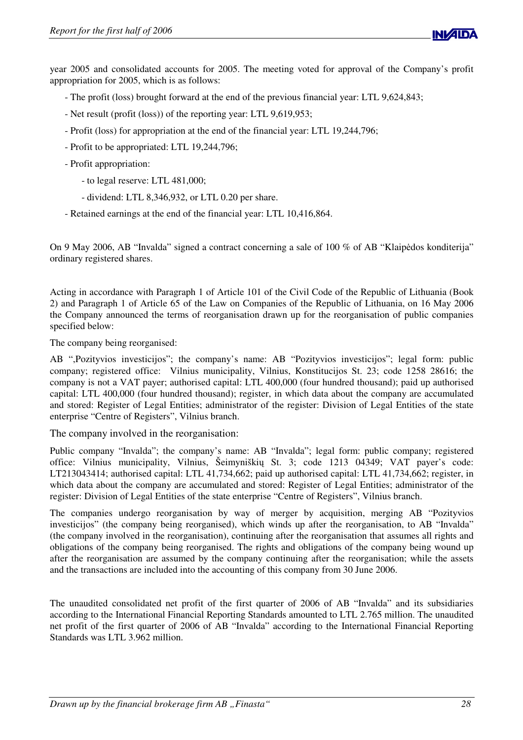year 2005 and consolidated accounts for 2005. The meeting voted for approval of the Company's profit appropriation for 2005, which is as follows:

- The profit (loss) brought forward at the end of the previous financial year: LTL 9,624,843;
- Net result (profit (loss)) of the reporting year: LTL 9,619,953;
- Profit (loss) for appropriation at the end of the financial year: LTL 19,244,796;
- Profit to be appropriated: LTL 19,244,796;
- Profit appropriation:
    - to legal reserve: LTL 481,000;
    - dividend: LTL 8,346,932, or LTL 0.20 per share.
- Retained earnings at the end of the financial year: LTL 10,416,864.

On 9 May 2006, AB "Invalda" signed a contract concerning a sale of 100 % of AB "Klaipėdos konditerija" ordinary registered shares.

Acting in accordance with Paragraph 1 of Article 101 of the Civil Code of the Republic of Lithuania (Book 2) and Paragraph 1 of Article 65 of the Law on Companies of the Republic of Lithuania, on 16 May 2006 the Company announced the terms of reorganisation drawn up for the reorganisation of public companies specified below:

The company being reorganised:

AB ",Pozityvios investicijos"; the company's name: AB "Pozityvios investicijos"; legal form: public company; registered office: Vilnius municipality, Vilnius, Konstitucijos St. 23; code 1258 28616; the company is not a VAT payer; authorised capital: LTL 400,000 (four hundred thousand); paid up authorised capital: LTL 400,000 (four hundred thousand); register, in which data about the company are accumulated and stored: Register of Legal Entities; administrator of the register: Division of Legal Entities of the state enterprise "Centre of Registers", Vilnius branch.

The company involved in the reorganisation:

Public company "Invalda"; the company's name: AB "Invalda"; legal form: public company; registered office: Vilnius municipality, Vilnius, Šeimyniškių St. 3; code 1213 04349; VAT payer's code: LT213043414; authorised capital: LTL 41,734,662; paid up authorised capital: LTL 41,734,662; register, in which data about the company are accumulated and stored: Register of Legal Entities; administrator of the register: Division of Legal Entities of the state enterprise "Centre of Registers", Vilnius branch.

The companies undergo reorganisation by way of merger by acquisition, merging AB "Pozityvios investicijos" (the company being reorganised), which winds up after the reorganisation, to AB "Invalda" (the company involved in the reorganisation), continuing after the reorganisation that assumes all rights and obligations of the company being reorganised. The rights and obligations of the company being wound up after the reorganisation are assumed by the company continuing after the reorganisation; while the assets and the transactions are included into the accounting of this company from 30 June 2006.

The unaudited consolidated net profit of the first quarter of 2006 of AB "Invalda" and its subsidiaries according to the International Financial Reporting Standards amounted to LTL 2.765 million. The unaudited net profit of the first quarter of 2006 of AB "Invalda" according to the International Financial Reporting Standards was LTL 3.962 million.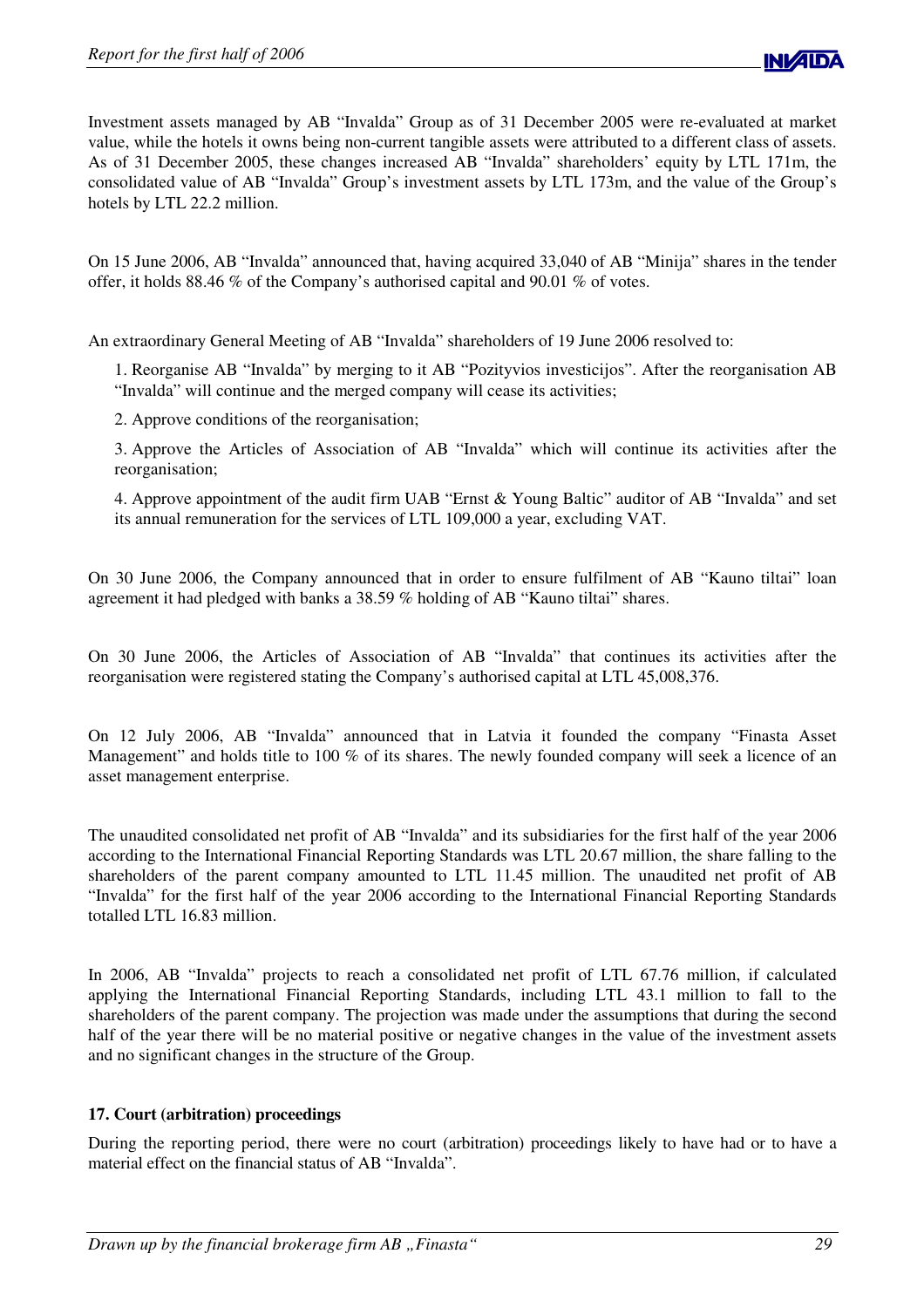Investment assets managed by AB "Invalda" Group as of 31 December 2005 were re-evaluated at market value, while the hotels it owns being non-current tangible assets were attributed to a different class of assets. As of 31 December 2005, these changes increased AB "Invalda" shareholders' equity by LTL 171m, the consolidated value of AB "Invalda" Group's investment assets by LTL 173m, and the value of the Group's hotels by LTL 22.2 million.

On 15 June 2006, AB "Invalda" announced that, having acquired 33,040 of AB "Minija" shares in the tender offer, it holds 88.46 % of the Company's authorised capital and 90.01 % of votes.

An extraordinary General Meeting of AB "Invalda" shareholders of 19 June 2006 resolved to:

1. Reorganise AB "Invalda" by merging to it AB "Pozityvios investicijos". After the reorganisation AB "Invalda" will continue and the merged company will cease its activities;
2. Approve conditions of the reorganisation;
3. Approve the Articles of Association of AB "Invalda" which will continue its activities after the reorganisation;
4. Approve appointment of the audit firm UAB "Ernst & Young Baltic" auditor of AB "Invalda" and set its annual remuneration for the services of LTL 109,000 a year, excluding VAT.

On 30 June 2006, the Company announced that in order to ensure fulfilment of AB "Kauno tiltai" loan agreement it had pledged with banks a 38.59 % holding of AB "Kauno tiltai" shares.

On 30 June 2006, the Articles of Association of AB "Invalda" that continues its activities after the reorganisation were registered stating the Company's authorised capital at LTL 45,008,376.

On 12 July 2006, AB "Invalda" announced that in Latvia it founded the company "Finasta Asset Management" and holds title to 100 % of its shares. The newly founded company will seek a licence of an asset management enterprise.

The unaudited consolidated net profit of AB "Invalda" and its subsidiaries for the first half of the year 2006 according to the International Financial Reporting Standards was LTL 20.67 million, the share falling to the shareholders of the parent company amounted to LTL 11.45 million. The unaudited net profit of AB "Invalda" for the first half of the year 2006 according to the International Financial Reporting Standards totalled LTL 16.83 million.

In 2006, AB "Invalda" projects to reach a consolidated net profit of LTL 67.76 million, if calculated applying the International Financial Reporting Standards, including LTL 43.1 million to fall to the shareholders of the parent company. The projection was made under the assumptions that during the second half of the year there will be no material positive or negative changes in the value of the investment assets and no significant changes in the structure of the Group.

**17. Court (arbitration) proceedings**

During the reporting period, there were no court (arbitration) proceedings likely to have had or to have a material effect on the financial status of AB "Invalda".